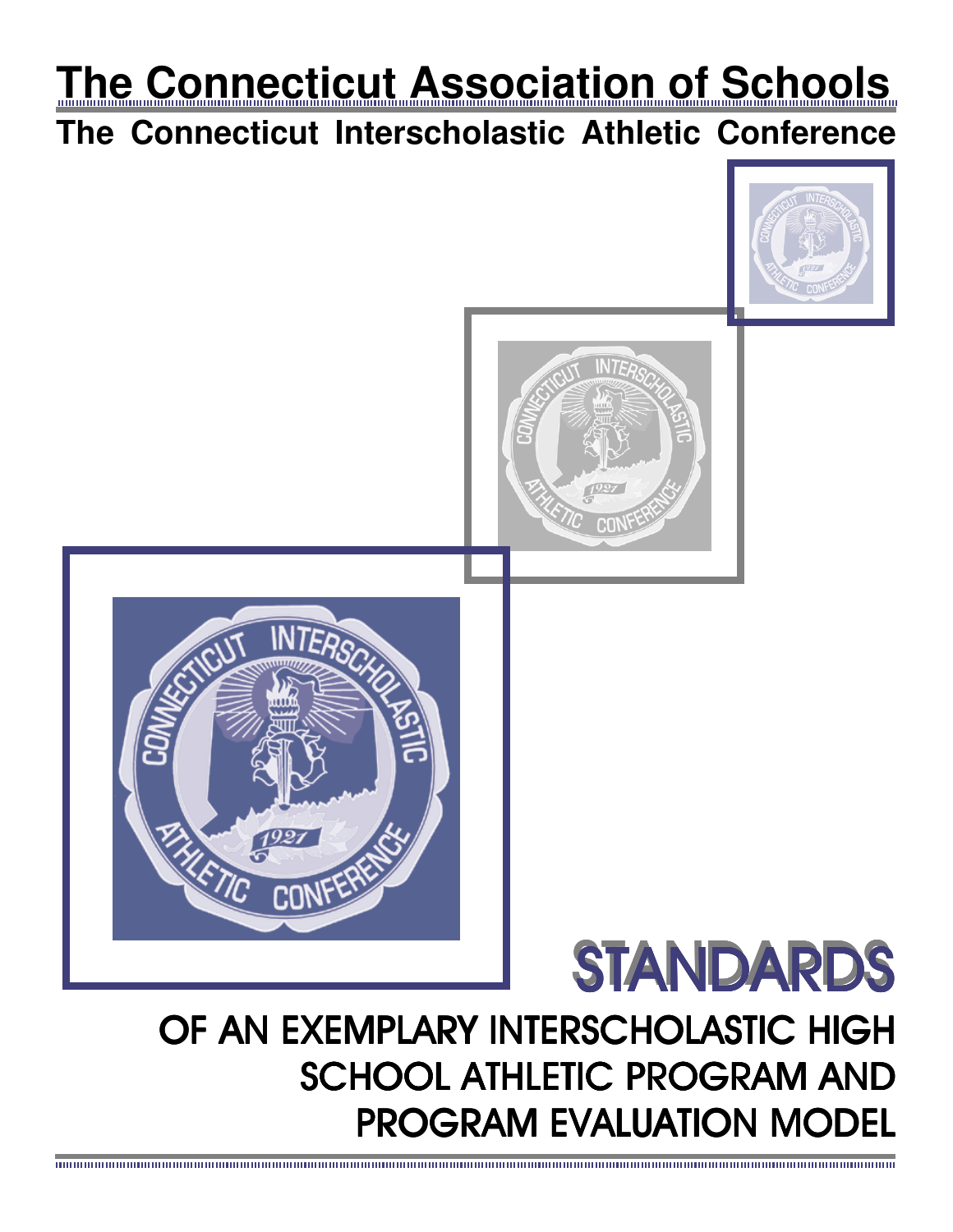# The Connecticut Association of Schools

## The Connecticut Interscholastic Athletic Conference

# STANDARDS

## OF AN EXEMPLARY INTERSCHOLASTIC HIGH SCHOOL ATHLETIC PROGRAM AND PROGRAM EVALUATION MODEL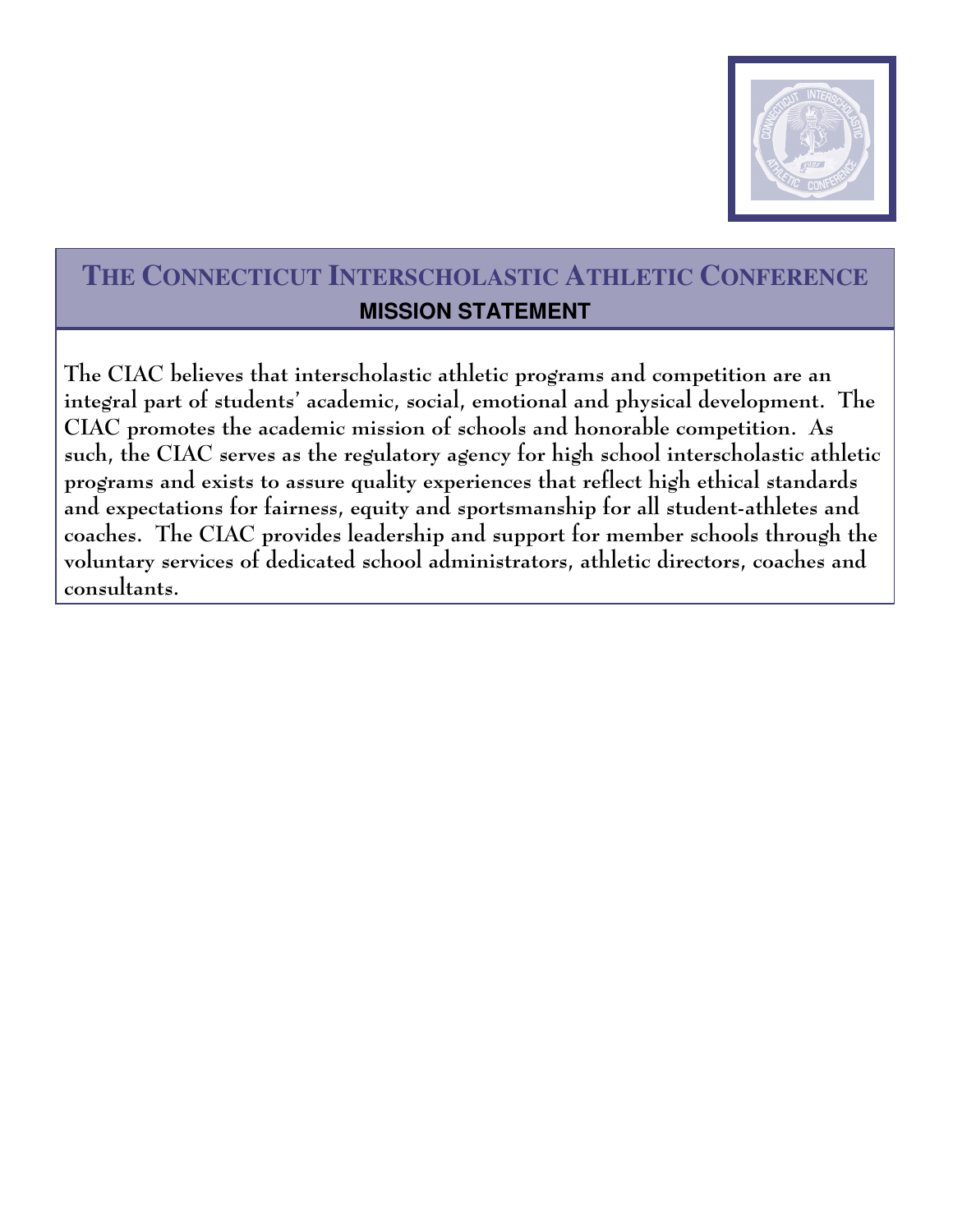# THE CONNECTICUT INTERSCHOLASTIC ATHLETIC CONFERENCE

## MISSION STATEMENT

**The CIAC believes that interscholastic athletic programs and competition are an integral part of students' academic, social, emotional and physical development. The CIAC promotes the academic mission of schools and honorable competition. As such, the CIAC serves as the regulatory agency for high school interscholastic athletic programs and exists to assure quality experiences that reflect high ethical standards and expectations for fairness, equity and sportsmanship for all student-athletes and coaches. The CIAC provides leadership and support for member schools through the voluntary services of dedicated school administrators, athletic directors, coaches and consultants.**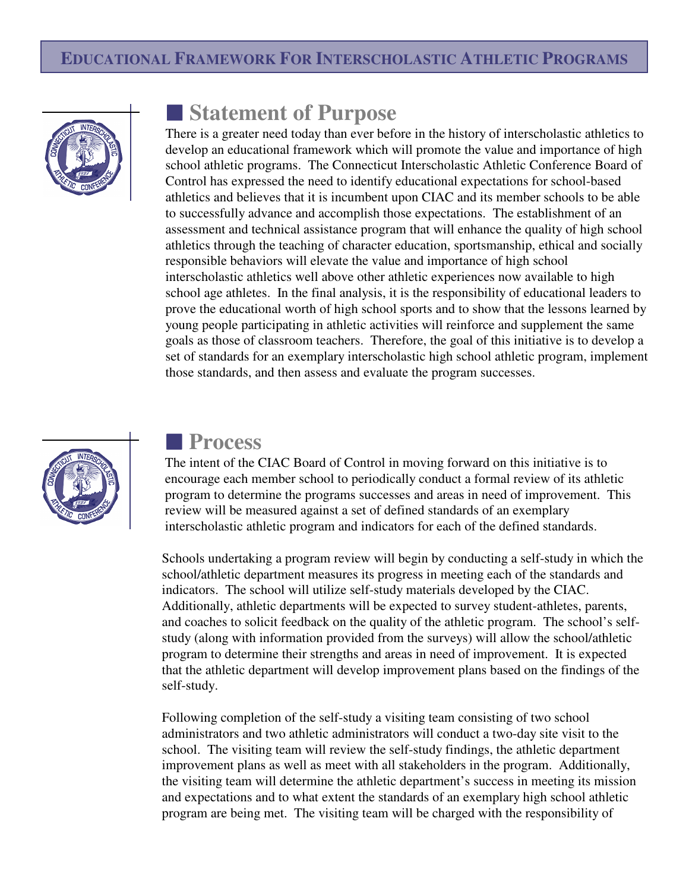## Statement of Purpose

There is a greater need today than ever before in the history of interscholastic athletics to develop an educational framework which will promote the value and importance of high school athletic programs. The Connecticut Interscholastic Athletic Conference Board of Control has expressed the need to identify educational expectations for school-based athletics and believes that it is incumbent upon CIAC and its member schools to be able to successfully advance and accomplish those expectations. The establishment of an assessment and technical assistance program that will enhance the quality of high school athletics through the teaching of character education, sportsmanship, ethical and socially responsible behaviors will elevate the value and importance of high school interscholastic athletics well above other athletic experiences now available to high school age athletes. In the final analysis, it is the responsibility of educational leaders to prove the educational worth of high school sports and to show that the lessons learned by young people participating in athletic activities will reinforce and supplement the same goals as those of classroom teachers. Therefore, the goal of this initiative is to develop a set of standards for an exemplary interscholastic high school athletic program, implement those standards, and then assess and evaluate the program successes.

## Process

The intent of the CIAC Board of Control in moving forward on this initiative is to encourage each member school to periodically conduct a formal review of its athletic program to determine the programs successes and areas in need of improvement. This review will be measured against a set of defined standards of an exemplary interscholastic athletic program and indicators for each of the defined standards.

Schools undertaking a program review will begin by conducting a self-study in which the school/athletic department measures its progress in meeting each of the standards and indicators. The school will utilize self-study materials developed by the CIAC. Additionally, athletic departments will be expected to survey student-athletes, parents, and coaches to solicit feedback on the quality of the athletic program. The school's self-study (along with information provided from the surveys) will allow the school/athletic program to determine their strengths and areas in need of improvement. It is expected that the athletic department will develop improvement plans based on the findings of the self-study.

Following completion of the self-study a visiting team consisting of two school administrators and two athletic administrators will conduct a two-day site visit to the school. The visiting team will review the self-study findings, the athletic department improvement plans as well as meet with all stakeholders in the program. Additionally, the visiting team will determine the athletic department's success in meeting its mission and expectations and to what extent the standards of an exemplary high school athletic program are being met. The visiting team will be charged with the responsibility of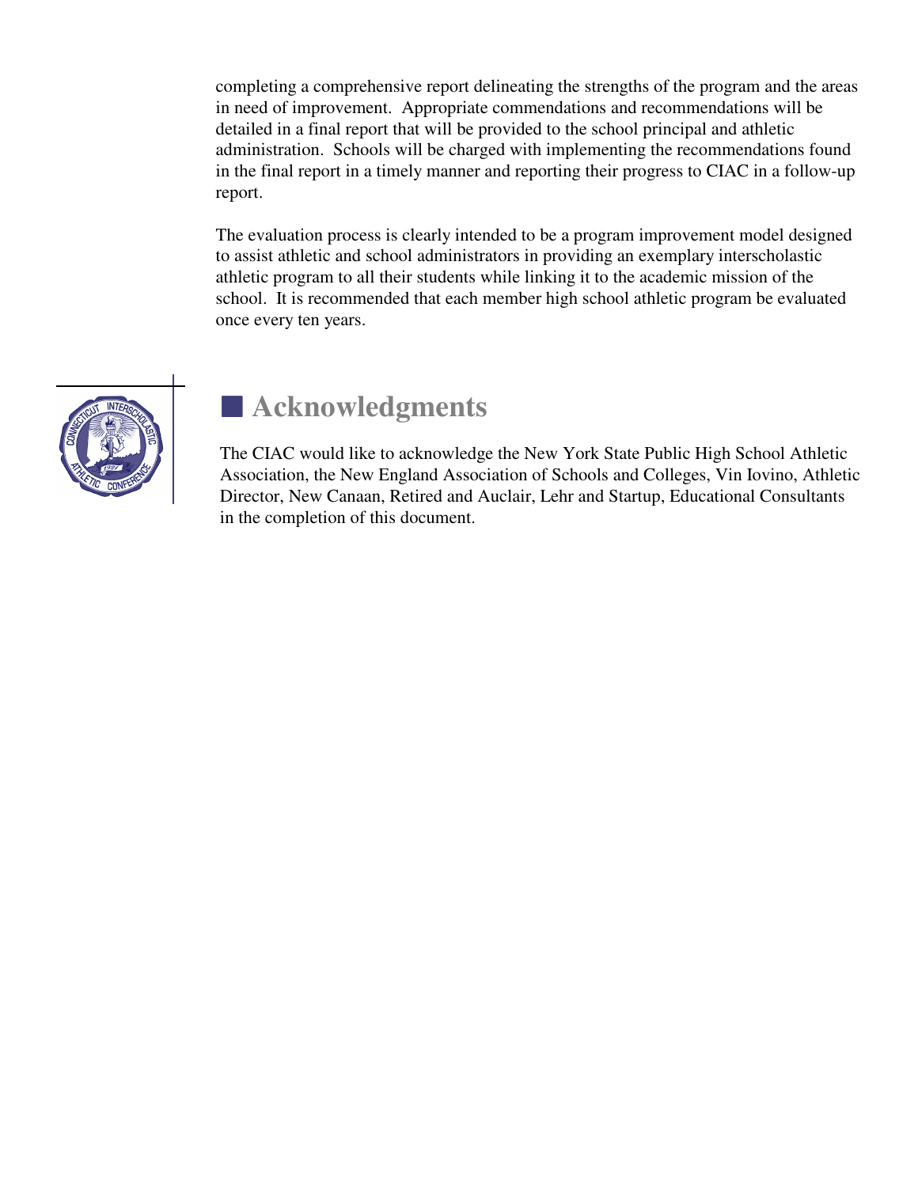completing a comprehensive report delineating the strengths of the program and the areas in need of improvement. Appropriate commendations and recommendations will be detailed in a final report that will be provided to the school principal and athletic administration. Schools will be charged with implementing the recommendations found in the final report in a timely manner and reporting their progress to CIAC in a follow-up report.

The evaluation process is clearly intended to be a program improvement model designed to assist athletic and school administrators in providing an exemplary interscholastic athletic program to all their students while linking it to the academic mission of the school. It is recommended that each member high school athletic program be evaluated once every ten years.

## Acknowledgments

The CIAC would like to acknowledge the New York State Public High School Athletic Association, the New England Association of Schools and Colleges, Vin Iovino, Athletic Director, New Canaan, Retired and Auclair, Lehr and Startup, Educational Consultants in the completion of this document.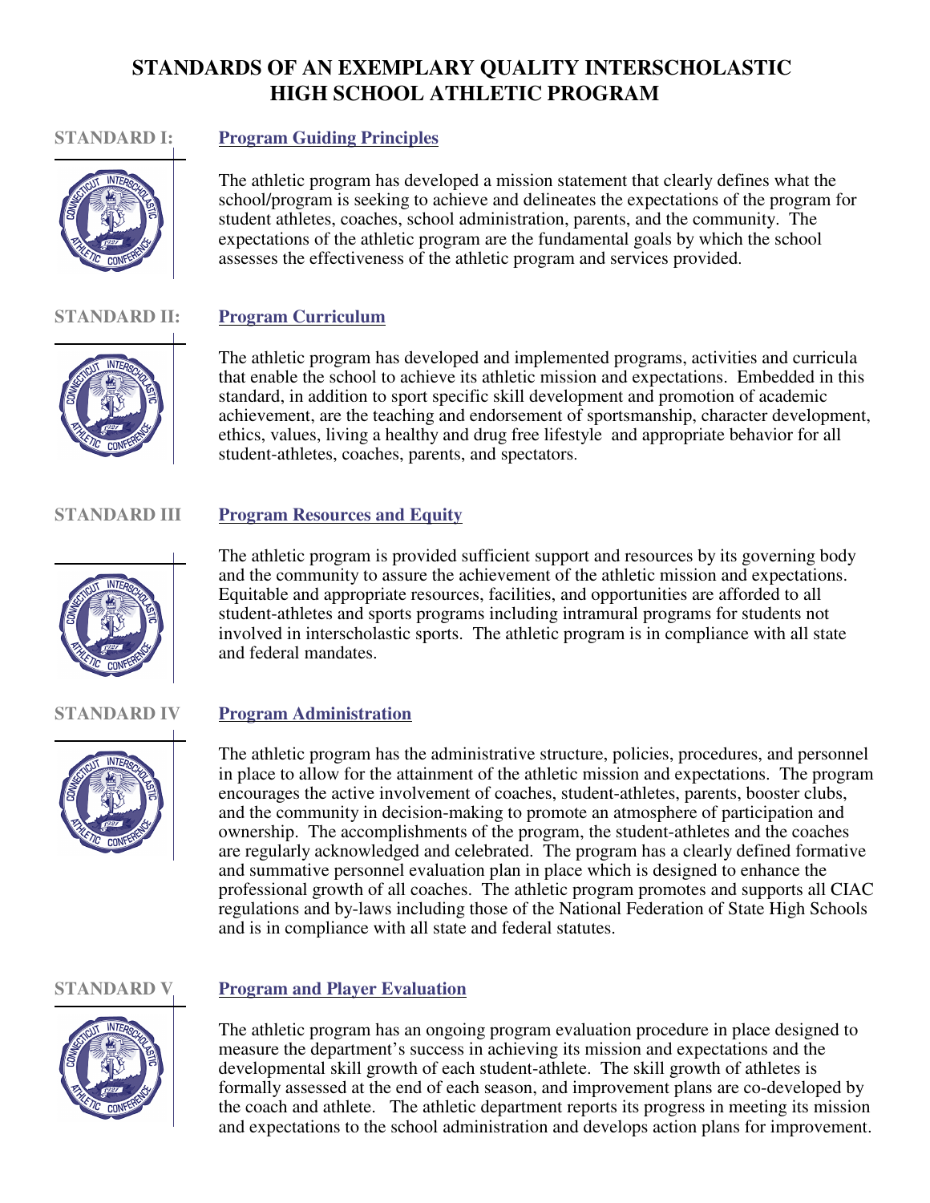# STANDARDS OF AN EXEMPLARY QUALITY INTERSCHOLASTIC HIGH SCHOOL ATHLETIC PROGRAM

## STANDARD I: Program Guiding Principles

The athletic program has developed a mission statement that clearly defines what the school/program is seeking to achieve and delineates the expectations of the program for student athletes, coaches, school administration, parents, and the community. The expectations of the athletic program are the fundamental goals by which the school assesses the effectiveness of the athletic program and services provided.

## STANDARD II: Program Curriculum

The athletic program has developed and implemented programs, activities and curricula that enable the school to achieve its athletic mission and expectations. Embedded in this standard, in addition to sport specific skill development and promotion of academic achievement, are the teaching and endorsement of sportsmanship, character development, ethics, values, living a healthy and drug free lifestyle and appropriate behavior for all student-athletes, coaches, parents, and spectators.

## STANDARD III Program Resources and Equity

The athletic program is provided sufficient support and resources by its governing body and the community to assure the achievement of the athletic mission and expectations. Equitable and appropriate resources, facilities, and opportunities are afforded to all student-athletes and sports programs including intramural programs for students not involved in interscholastic sports. The athletic program is in compliance with all state and federal mandates.

## STANDARD IV Program Administration

The athletic program has the administrative structure, policies, procedures, and personnel in place to allow for the attainment of the athletic mission and expectations. The program encourages the active involvement of coaches, student-athletes, parents, booster clubs, and the community in decision-making to promote an atmosphere of participation and ownership. The accomplishments of the program, the student-athletes and the coaches are regularly acknowledged and celebrated. The program has a clearly defined formative and summative personnel evaluation plan in place which is designed to enhance the professional growth of all coaches. The athletic program promotes and supports all CIAC regulations and by-laws including those of the National Federation of State High Schools and is in compliance with all state and federal statutes.

## STANDARD V Program and Player Evaluation

The athletic program has an ongoing program evaluation procedure in place designed to measure the department's success in achieving its mission and expectations and the developmental skill growth of each student-athlete. The skill growth of athletes is formally assessed at the end of each season, and improvement plans are co-developed by the coach and athlete. The athletic department reports its progress in meeting its mission and expectations to the school administration and develops action plans for improvement.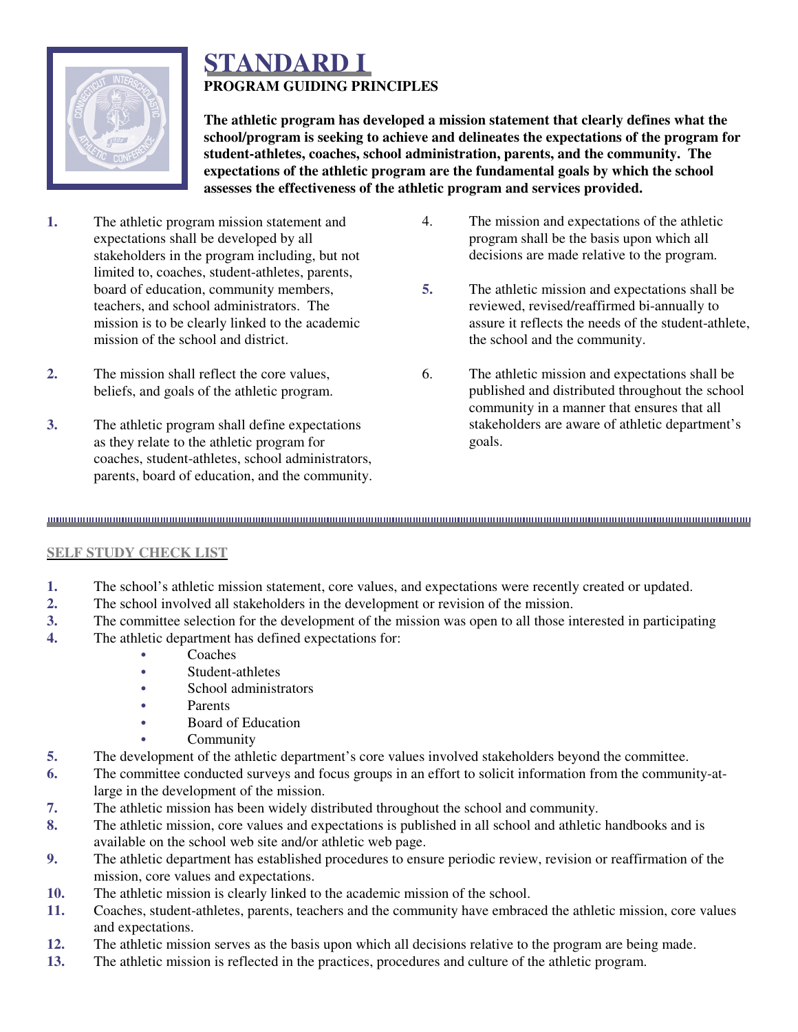# STANDARD I

**PROGRAM GUIDING PRINCIPLES**

**The athletic program has developed a mission statement that clearly defines what the school/program is seeking to achieve and delineates the expectations of the program for student-athletes, coaches, school administration, parents, and the community. The expectations of the athletic program are the fundamental goals by which the school assesses the effectiveness of the athletic program and services provided.**

1. The athletic program mission statement and expectations shall be developed by all stakeholders in the program including, but not limited to, coaches, student-athletes, parents, board of education, community members, teachers, and school administrators. The mission is to be clearly linked to the academic mission of the school and district.
2. The mission shall reflect the core values, beliefs, and goals of the athletic program.
3. The athletic program shall define expectations as they relate to the athletic program for coaches, student-athletes, school administrators, parents, board of education, and the community.
4. The mission and expectations of the athletic program shall be the basis upon which all decisions are made relative to the program.
5. The athletic mission and expectations shall be reviewed, revised/reaffirmed bi-annually to assure it reflects the needs of the student-athlete, the school and the community.
6. The athletic mission and expectations shall be published and distributed throughout the school community in a manner that ensures that all stakeholders are aware of athletic department's goals.

## SELF STUDY CHECK LIST

1. The school's athletic mission statement, core values, and expectations were recently created or updated.
2. The school involved all stakeholders in the development or revision of the mission.
3. The committee selection for the development of the mission was open to all those interested in participating
4. The athletic department has defined expectations for:
   - Coaches
   - Student-athletes
   - School administrators
   - Parents
   - Board of Education
   - Community
5. The development of the athletic department's core values involved stakeholders beyond the committee.
6. The committee conducted surveys and focus groups in an effort to solicit information from the community-at-large in the development of the mission.
7. The athletic mission has been widely distributed throughout the school and community.
8. The athletic mission, core values and expectations is published in all school and athletic handbooks and is available on the school web site and/or athletic web page.
9. The athletic department has established procedures to ensure periodic review, revision or reaffirmation of the mission, core values and expectations.
10. The athletic mission is clearly linked to the academic mission of the school.
11. Coaches, student-athletes, parents, teachers and the community have embraced the athletic mission, core values and expectations.
12. The athletic mission serves as the basis upon which all decisions relative to the program are being made.
13. The athletic mission is reflected in the practices, procedures and culture of the athletic program.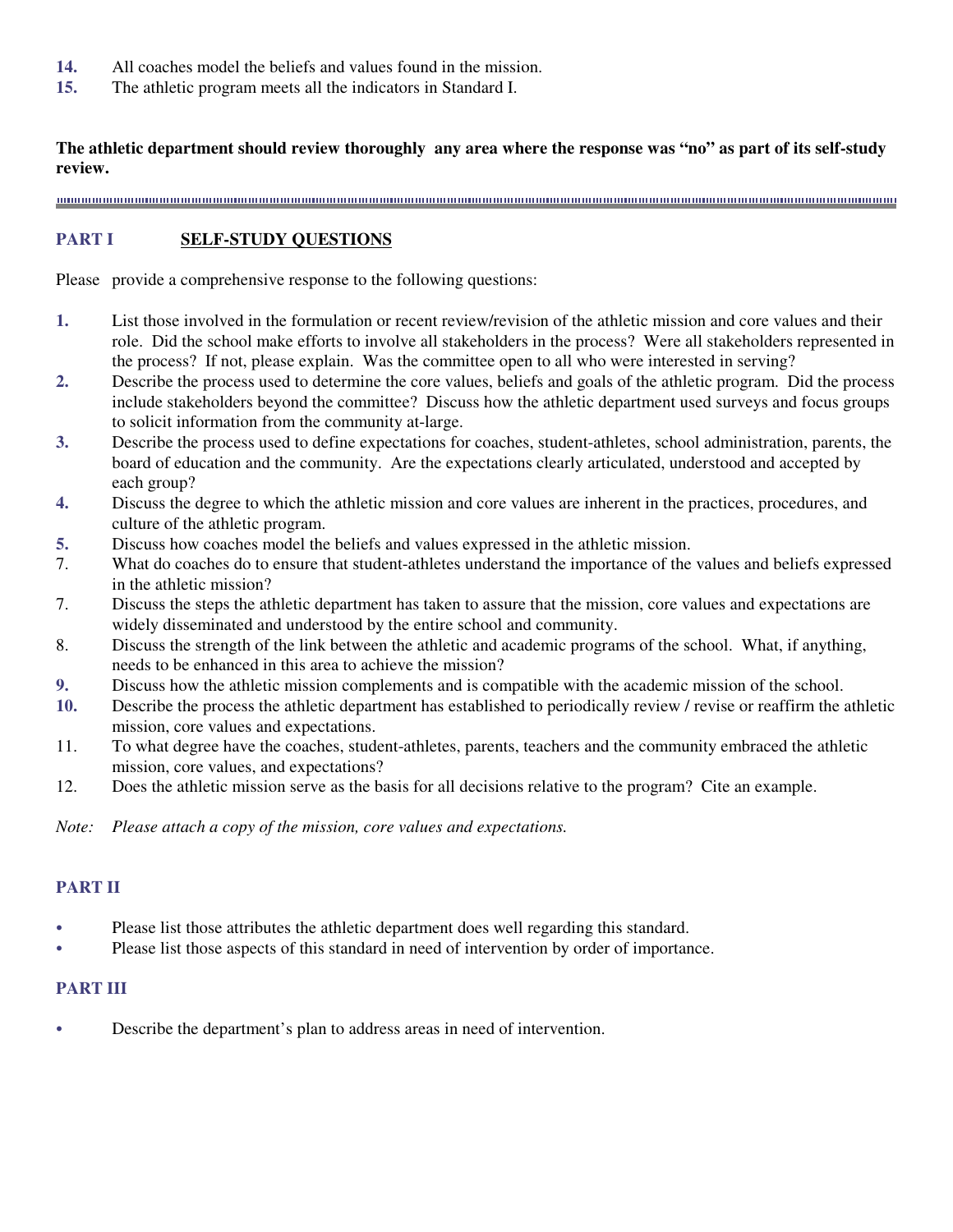14. All coaches model the beliefs and values found in the mission.
15. The athletic program meets all the indicators in Standard I.

**The athletic department should review thoroughly any area where the response was "no" as part of its self-study review.**

---

## PART I SELF-STUDY QUESTIONS

Please provide a comprehensive response to the following questions:

1. List those involved in the formulation or recent review/revision of the athletic mission and core values and their role. Did the school make efforts to involve all stakeholders in the process? Were all stakeholders represented in the process? If not, please explain. Was the committee open to all who were interested in serving?
2. Describe the process used to determine the core values, beliefs and goals of the athletic program. Did the process include stakeholders beyond the committee? Discuss how the athletic department used surveys and focus groups to solicit information from the community at-large.
3. Describe the process used to define expectations for coaches, student-athletes, school administration, parents, the board of education and the community. Are the expectations clearly articulated, understood and accepted by each group?
4. Discuss the degree to which the athletic mission and core values are inherent in the practices, procedures, and culture of the athletic program.
5. Discuss how coaches model the beliefs and values expressed in the athletic mission.

7. What do coaches do to ensure that student-athletes understand the importance of the values and beliefs expressed in the athletic mission?
7. Discuss the steps the athletic department has taken to assure that the mission, core values and expectations are widely disseminated and understood by the entire school and community.
8. Discuss the strength of the link between the athletic and academic programs of the school. What, if anything, needs to be enhanced in this area to achieve the mission?
9. Discuss how the athletic mission complements and is compatible with the academic mission of the school.
10. Describe the process the athletic department has established to periodically review / revise or reaffirm the athletic mission, core values and expectations.
11. To what degree have the coaches, student-athletes, parents, teachers and the community embraced the athletic mission, core values, and expectations?
12. Does the athletic mission serve as the basis for all decisions relative to the program? Cite an example.

*Note: Please attach a copy of the mission, core values and expectations.*

## PART II

- Please list those attributes the athletic department does well regarding this standard.
- Please list those aspects of this standard in need of intervention by order of importance.

## PART III

- Describe the department's plan to address areas in need of intervention.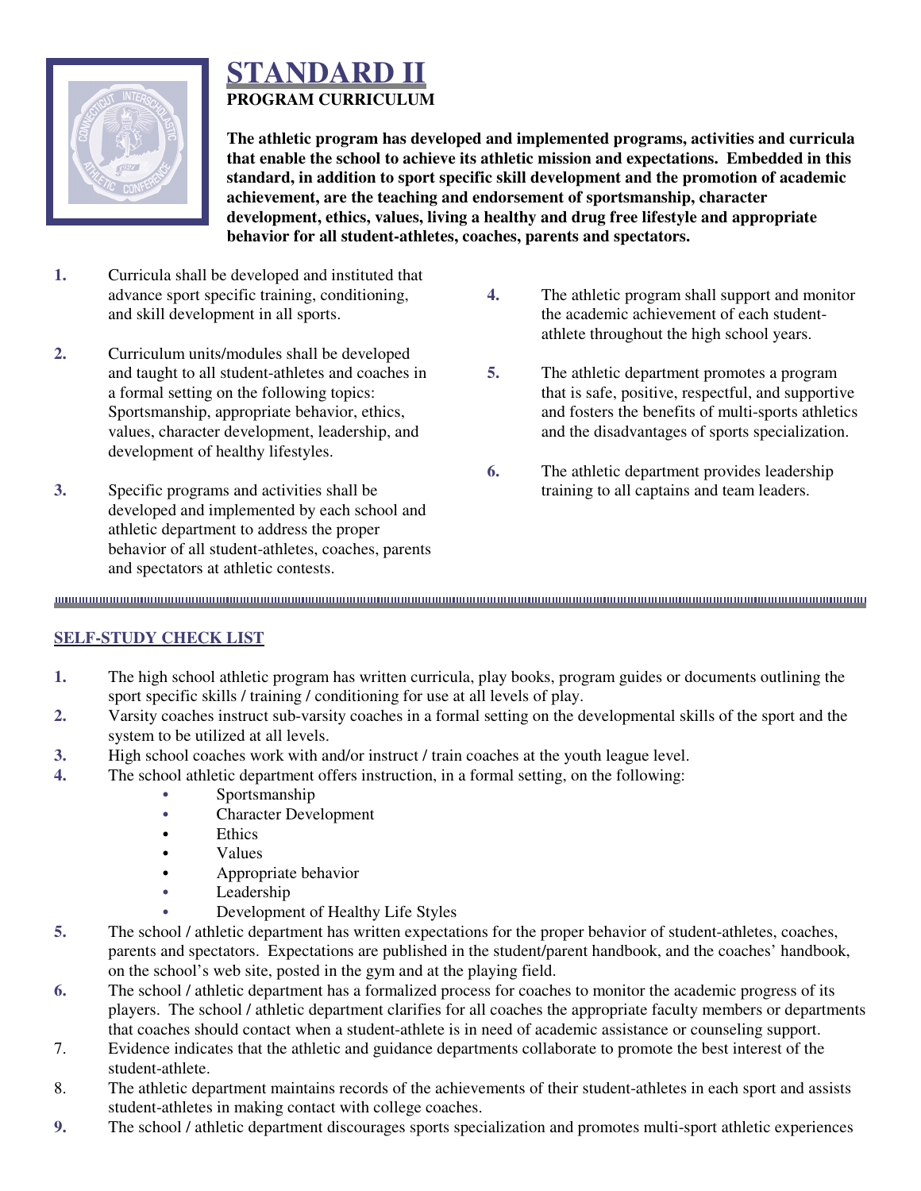# STANDARD II

**PROGRAM CURRICULUM**

**The athletic program has developed and implemented programs, activities and curricula that enable the school to achieve its athletic mission and expectations. Embedded in this standard, in addition to sport specific skill development and the promotion of academic achievement, are the teaching and endorsement of sportsmanship, character development, ethics, values, living a healthy and drug free lifestyle and appropriate behavior for all student-athletes, coaches, parents and spectators.**

1. Curricula shall be developed and instituted that advance sport specific training, conditioning, and skill development in all sports.
2. Curriculum units/modules shall be developed and taught to all student-athletes and coaches in a formal setting on the following topics: Sportsmanship, appropriate behavior, ethics, values, character development, leadership, and development of healthy lifestyles.
3. Specific programs and activities shall be developed and implemented by each school and athletic department to address the proper behavior of all student-athletes, coaches, parents and spectators at athletic contests.
4. The athletic program shall support and monitor the academic achievement of each student-athlete throughout the high school years.
5. The athletic department promotes a program that is safe, positive, respectful, and supportive and fosters the benefits of multi-sports athletics and the disadvantages of sports specialization.
6. The athletic department provides leadership training to all captains and team leaders.

## SELF-STUDY CHECK LIST

1. The high school athletic program has written curricula, play books, program guides or documents outlining the sport specific skills / training / conditioning for use at all levels of play.
2. Varsity coaches instruct sub-varsity coaches in a formal setting on the developmental skills of the sport and the system to be utilized at all levels.
3. High school coaches work with and/or instruct / train coaches at the youth league level.
4. The school athletic department offers instruction, in a formal setting, on the following:
   - Sportsmanship
   - Character Development
   - Ethics
   - Values
   - Appropriate behavior
   - Leadership
   - Development of Healthy Life Styles
5. The school / athletic department has written expectations for the proper behavior of student-athletes, coaches, parents and spectators. Expectations are published in the student/parent handbook, and the coaches' handbook, on the school's web site, posted in the gym and at the playing field.
6. The school / athletic department has a formalized process for coaches to monitor the academic progress of its players. The school / athletic department clarifies for all coaches the appropriate faculty members or departments that coaches should contact when a student-athlete is in need of academic assistance or counseling support.
7. Evidence indicates that the athletic and guidance departments collaborate to promote the best interest of the student-athlete.
8. The athletic department maintains records of the achievements of their student-athletes in each sport and assists student-athletes in making contact with college coaches.
9. The school / athletic department discourages sports specialization and promotes multi-sport athletic experiences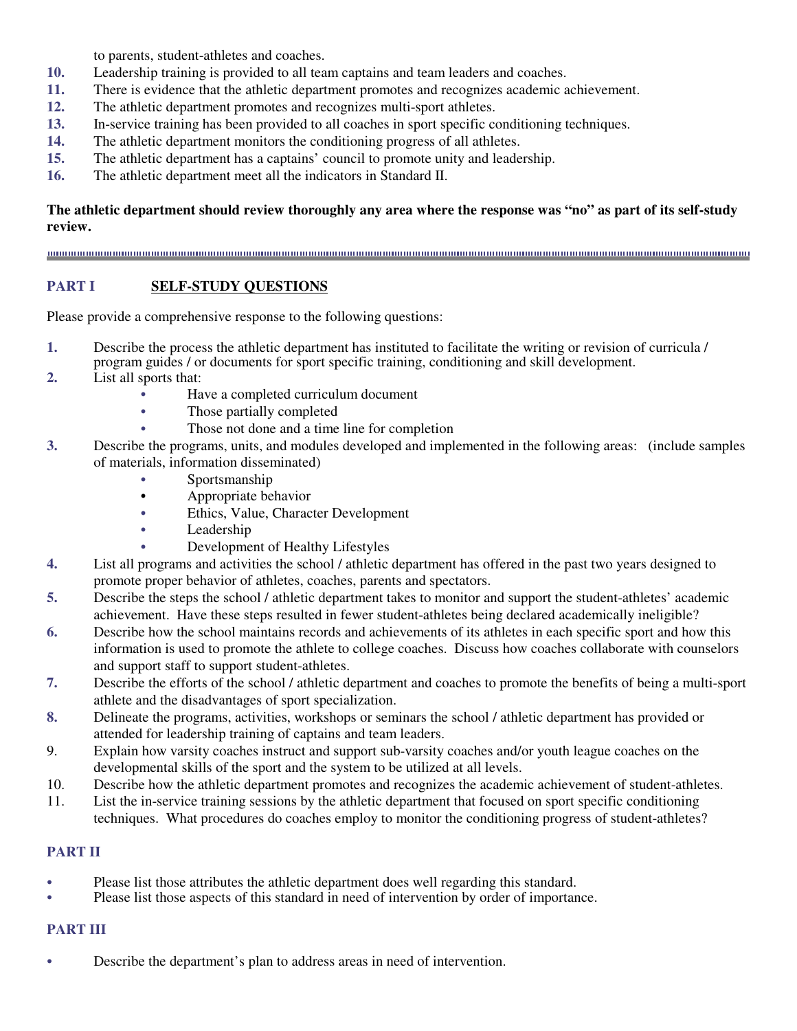to parents, student-athletes and coaches.

10. Leadership training is provided to all team captains and team leaders and coaches.
11. There is evidence that the athletic department promotes and recognizes academic achievement.
12. The athletic department promotes and recognizes multi-sport athletes.
13. In-service training has been provided to all coaches in sport specific conditioning techniques.
14. The athletic department monitors the conditioning progress of all athletes.
15. The athletic department has a captains' council to promote unity and leadership.
16. The athletic department meet all the indicators in Standard II.

**The athletic department should review thoroughly any area where the response was "no" as part of its self-study review.**

---

## PART I SELF-STUDY QUESTIONS

Please provide a comprehensive response to the following questions:

1. Describe the process the athletic department has instituted to facilitate the writing or revision of curricula / program guides / or documents for sport specific training, conditioning and skill development.
2. List all sports that:
   - Have a completed curriculum document
   - Those partially completed
   - Those not done and a time line for completion
3. Describe the programs, units, and modules developed and implemented in the following areas: (include samples of materials, information disseminated)
   - Sportsmanship
   - Appropriate behavior
   - Ethics, Value, Character Development
   - Leadership
   - Development of Healthy Lifestyles
4. List all programs and activities the school / athletic department has offered in the past two years designed to promote proper behavior of athletes, coaches, parents and spectators.
5. Describe the steps the school / athletic department takes to monitor and support the student-athletes' academic achievement. Have these steps resulted in fewer student-athletes being declared academically ineligible?
6. Describe how the school maintains records and achievements of its athletes in each specific sport and how this information is used to promote the athlete to college coaches. Discuss how coaches collaborate with counselors and support staff to support student-athletes.
7. Describe the efforts of the school / athletic department and coaches to promote the benefits of being a multi-sport athlete and the disadvantages of sport specialization.
8. Delineate the programs, activities, workshops or seminars the school / athletic department has provided or attended for leadership training of captains and team leaders.
9. Explain how varsity coaches instruct and support sub-varsity coaches and/or youth league coaches on the developmental skills of the sport and the system to be utilized at all levels.
10. Describe how the athletic department promotes and recognizes the academic achievement of student-athletes.
11. List the in-service training sessions by the athletic department that focused on sport specific conditioning techniques. What procedures do coaches employ to monitor the conditioning progress of student-athletes?

## PART II

- Please list those attributes the athletic department does well regarding this standard.
- Please list those aspects of this standard in need of intervention by order of importance.

## PART III

- Describe the department's plan to address areas in need of intervention.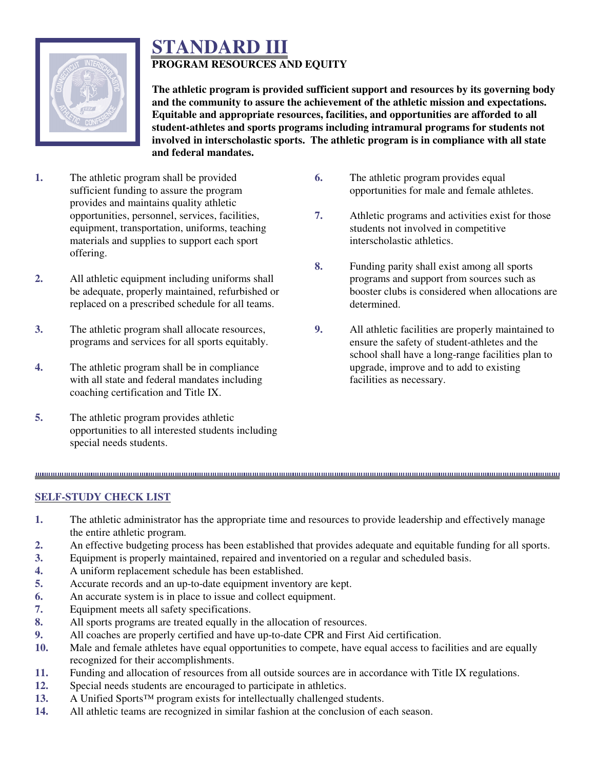# STANDARD III

**PROGRAM RESOURCES AND EQUITY**

**The athletic program is provided sufficient support and resources by its governing body and the community to assure the achievement of the athletic mission and expectations. Equitable and appropriate resources, facilities, and opportunities are afforded to all student-athletes and sports programs including intramural programs for students not involved in interscholastic sports. The athletic program is in compliance with all state and federal mandates.**

1. The athletic program shall be provided sufficient funding to assure the program provides and maintains quality athletic opportunities, personnel, services, facilities, equipment, transportation, uniforms, teaching materials and supplies to support each sport offering.
2. All athletic equipment including uniforms shall be adequate, properly maintained, refurbished or replaced on a prescribed schedule for all teams.
3. The athletic program shall allocate resources, programs and services for all sports equitably.
4. The athletic program shall be in compliance with all state and federal mandates including coaching certification and Title IX.
5. The athletic program provides athletic opportunities to all interested students including special needs students.
6. The athletic program provides equal opportunities for male and female athletes.
7. Athletic programs and activities exist for those students not involved in competitive interscholastic athletics.
8. Funding parity shall exist among all sports programs and support from sources such as booster clubs is considered when allocations are determined.
9. All athletic facilities are properly maintained to ensure the safety of student-athletes and the school shall have a long-range facilities plan to upgrade, improve and to add to existing facilities as necessary.

## SELF-STUDY CHECK LIST

1. The athletic administrator has the appropriate time and resources to provide leadership and effectively manage the entire athletic program.
2. An effective budgeting process has been established that provides adequate and equitable funding for all sports.
3. Equipment is properly maintained, repaired and inventoried on a regular and scheduled basis.
4. A uniform replacement schedule has been established.
5. Accurate records and an up-to-date equipment inventory are kept.
6. An accurate system is in place to issue and collect equipment.
7. Equipment meets all safety specifications.
8. All sports programs are treated equally in the allocation of resources.
9. All coaches are properly certified and have up-to-date CPR and First Aid certification.
10. Male and female athletes have equal opportunities to compete, have equal access to facilities and are equally recognized for their accomplishments.
11. Funding and allocation of resources from all outside sources are in accordance with Title IX regulations.
12. Special needs students are encouraged to participate in athletics.
13. A Unified Sports™ program exists for intellectually challenged students.
14. All athletic teams are recognized in similar fashion at the conclusion of each season.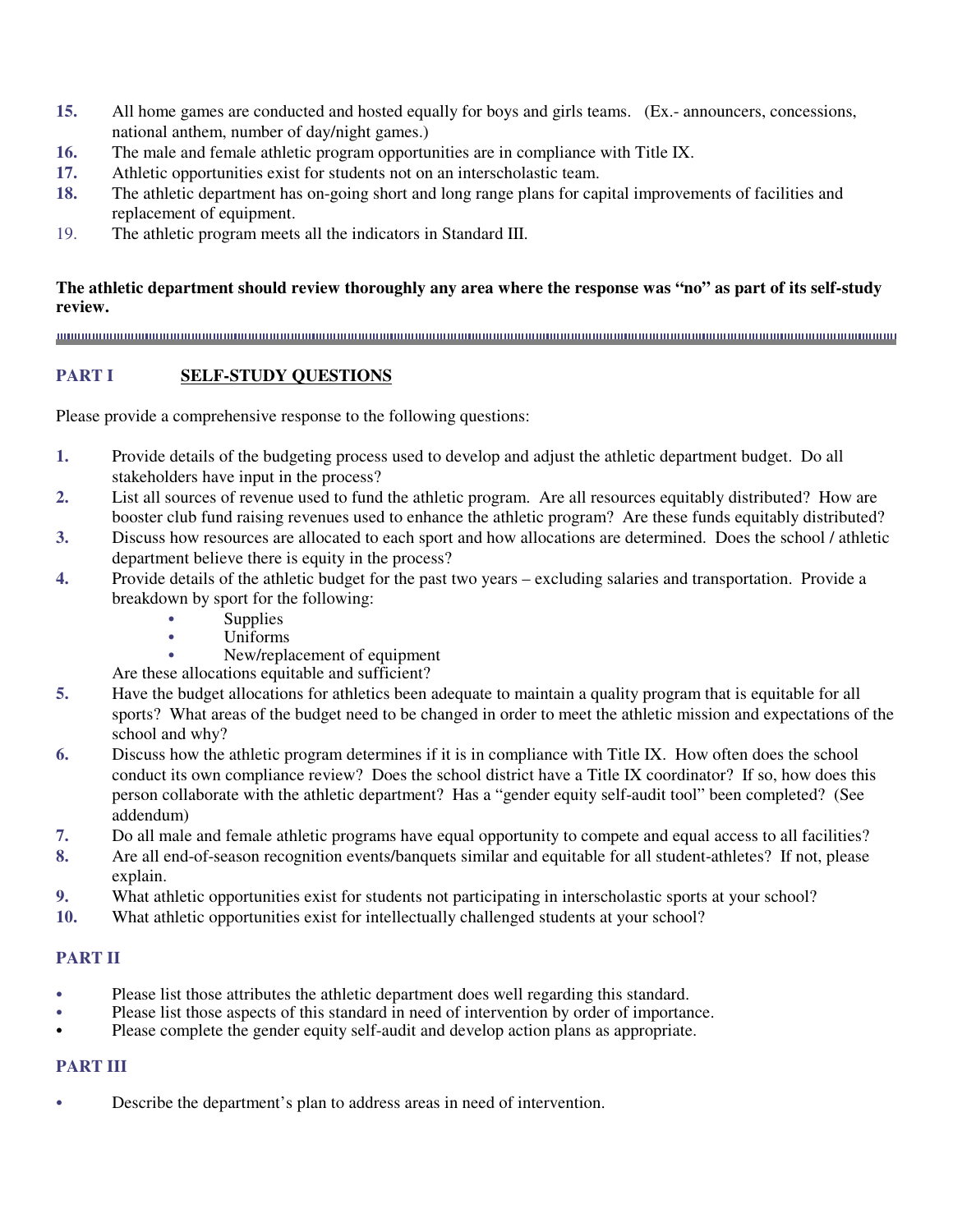15. All home games are conducted and hosted equally for boys and girls teams. (Ex.- announcers, concessions, national anthem, number of day/night games.)
16. The male and female athletic program opportunities are in compliance with Title IX.
17. Athletic opportunities exist for students not on an interscholastic team.
18. The athletic department has on-going short and long range plans for capital improvements of facilities and replacement of equipment.
19. The athletic program meets all the indicators in Standard III.

**The athletic department should review thoroughly any area where the response was "no" as part of its self-study review.**

---

## PART I SELF-STUDY QUESTIONS

Please provide a comprehensive response to the following questions:

1. Provide details of the budgeting process used to develop and adjust the athletic department budget. Do all stakeholders have input in the process?
2. List all sources of revenue used to fund the athletic program. Are all resources equitably distributed? How are booster club fund raising revenues used to enhance the athletic program? Are these funds equitably distributed?
3. Discuss how resources are allocated to each sport and how allocations are determined. Does the school / athletic department believe there is equity in the process?
4. Provide details of the athletic budget for the past two years – excluding salaries and transportation. Provide a breakdown by sport for the following:
   - Supplies
   - Uniforms
   - New/replacement of equipment

   Are these allocations equitable and sufficient?
5. Have the budget allocations for athletics been adequate to maintain a quality program that is equitable for all sports? What areas of the budget need to be changed in order to meet the athletic mission and expectations of the school and why?
6. Discuss how the athletic program determines if it is in compliance with Title IX. How often does the school conduct its own compliance review? Does the school district have a Title IX coordinator? If so, how does this person collaborate with the athletic department? Has a "gender equity self-audit tool" been completed? (See addendum)
7. Do all male and female athletic programs have equal opportunity to compete and equal access to all facilities?
8. Are all end-of-season recognition events/banquets similar and equitable for all student-athletes? If not, please explain.
9. What athletic opportunities exist for students not participating in interscholastic sports at your school?
10. What athletic opportunities exist for intellectually challenged students at your school?

## PART II

- Please list those attributes the athletic department does well regarding this standard.
- Please list those aspects of this standard in need of intervention by order of importance.
- Please complete the gender equity self-audit and develop action plans as appropriate.

## PART III

- Describe the department's plan to address areas in need of intervention.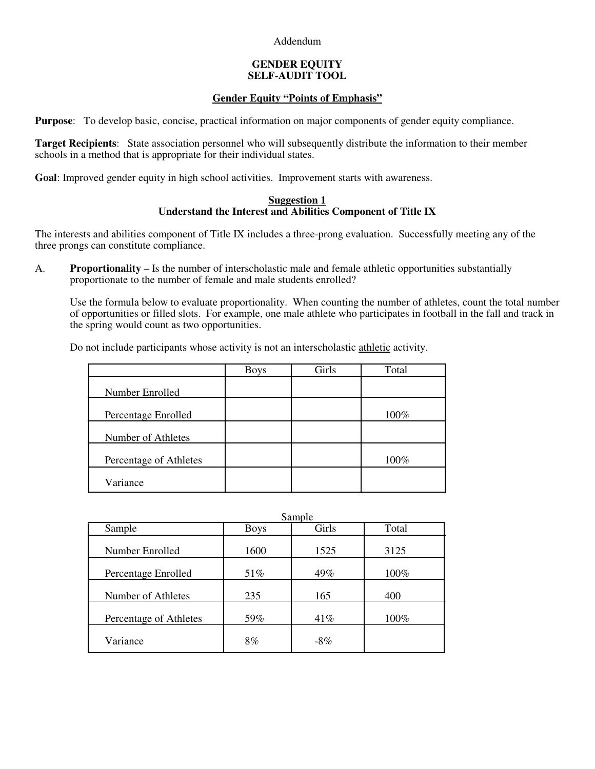Addendum

# GENDER EQUITY
# SELF-AUDIT TOOL

## Gender Equity "Points of Emphasis"

**Purpose**: To develop basic, concise, practical information on major components of gender equity compliance.

**Target Recipients**: State association personnel who will subsequently distribute the information to their member schools in a method that is appropriate for their individual states.

**Goal**: Improved gender equity in high school activities. Improvement starts with awareness.

### Suggestion 1
### Understand the Interest and Abilities Component of Title IX

The interests and abilities component of Title IX includes a three-prong evaluation. Successfully meeting any of the three prongs can constitute compliance.

A. **Proportionality** – Is the number of interscholastic male and female athletic opportunities substantially proportionate to the number of female and male students enrolled?

Use the formula below to evaluate proportionality. When counting the number of athletes, count the total number of opportunities or filled slots. For example, one male athlete who participates in football in the fall and track in the spring would count as two opportunities.

Do not include participants whose activity is not an interscholastic athletic activity.

| | Boys | Girls | Total |
|---|---|---|---|
| Number Enrolled | | | |
| Percentage Enrolled | | | 100% |
| Number of Athletes | | | |
| Percentage of Athletes | | | 100% |
| Variance | | | |

Sample

| Sample | Boys | Girls | Total |
|---|---|---|---|
| Number Enrolled | 1600 | 1525 | 3125 |
| Percentage Enrolled | 51% | 49% | 100% |
| Number of Athletes | 235 | 165 | 400 |
| Percentage of Athletes | 59% | 41% | 100% |
| Variance | 8% | -8% | |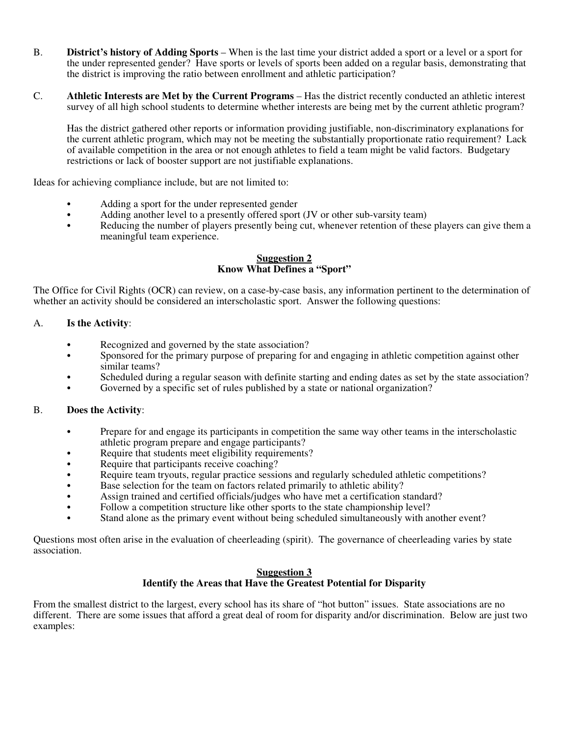B. **District's history of Adding Sports** – When is the last time your district added a sport or a level or a sport for the under represented gender? Have sports or levels of sports been added on a regular basis, demonstrating that the district is improving the ratio between enrollment and athletic participation?

C. **Athletic Interests are Met by the Current Programs** – Has the district recently conducted an athletic interest survey of all high school students to determine whether interests are being met by the current athletic program?

Has the district gathered other reports or information providing justifiable, non-discriminatory explanations for the current athletic program, which may not be meeting the substantially proportionate ratio requirement? Lack of available competition in the area or not enough athletes to field a team might be valid factors. Budgetary restrictions or lack of booster support are not justifiable explanations.

Ideas for achieving compliance include, but are not limited to:

- Adding a sport for the under represented gender
- Adding another level to a presently offered sport (JV or other sub-varsity team)
- Reducing the number of players presently being cut, whenever retention of these players can give them a meaningful team experience.

## Suggestion 2
## Know What Defines a "Sport"

The Office for Civil Rights (OCR) can review, on a case-by-case basis, any information pertinent to the determination of whether an activity should be considered an interscholastic sport. Answer the following questions:

A. **Is the Activity**:

- Recognized and governed by the state association?
- Sponsored for the primary purpose of preparing for and engaging in athletic competition against other similar teams?
- Scheduled during a regular season with definite starting and ending dates as set by the state association?
- Governed by a specific set of rules published by a state or national organization?

B. **Does the Activity**:

- Prepare for and engage its participants in competition the same way other teams in the interscholastic athletic program prepare and engage participants?
- Require that students meet eligibility requirements?
- Require that participants receive coaching?
- Require team tryouts, regular practice sessions and regularly scheduled athletic competitions?
- Base selection for the team on factors related primarily to athletic ability?
- Assign trained and certified officials/judges who have met a certification standard?
- Follow a competition structure like other sports to the state championship level?
- Stand alone as the primary event without being scheduled simultaneously with another event?

Questions most often arise in the evaluation of cheerleading (spirit). The governance of cheerleading varies by state association.

## Suggestion 3
## Identify the Areas that Have the Greatest Potential for Disparity

From the smallest district to the largest, every school has its share of "hot button" issues. State associations are no different. There are some issues that afford a great deal of room for disparity and/or discrimination. Below are just two examples: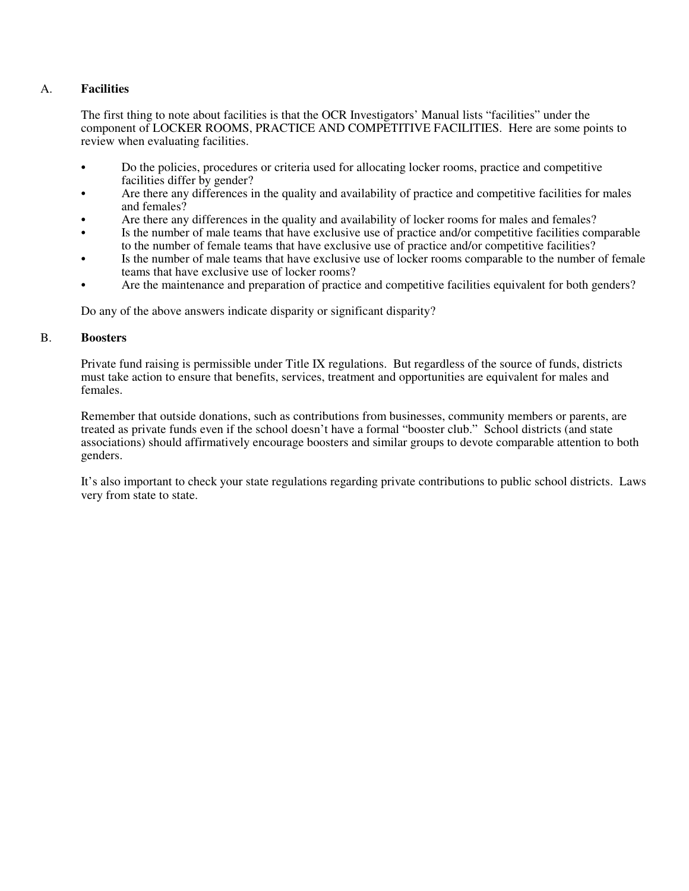## A. Facilities

The first thing to note about facilities is that the OCR Investigators' Manual lists "facilities" under the component of LOCKER ROOMS, PRACTICE AND COMPETITIVE FACILITIES. Here are some points to review when evaluating facilities.

- Do the policies, procedures or criteria used for allocating locker rooms, practice and competitive facilities differ by gender?
- Are there any differences in the quality and availability of practice and competitive facilities for males and females?
- Are there any differences in the quality and availability of locker rooms for males and females?
- Is the number of male teams that have exclusive use of practice and/or competitive facilities comparable to the number of female teams that have exclusive use of practice and/or competitive facilities?
- Is the number of male teams that have exclusive use of locker rooms comparable to the number of female teams that have exclusive use of locker rooms?
- Are the maintenance and preparation of practice and competitive facilities equivalent for both genders?

Do any of the above answers indicate disparity or significant disparity?

## B. Boosters

Private fund raising is permissible under Title IX regulations. But regardless of the source of funds, districts must take action to ensure that benefits, services, treatment and opportunities are equivalent for males and females.

Remember that outside donations, such as contributions from businesses, community members or parents, are treated as private funds even if the school doesn't have a formal "booster club." School districts (and state associations) should affirmatively encourage boosters and similar groups to devote comparable attention to both genders.

It's also important to check your state regulations regarding private contributions to public school districts. Laws very from state to state.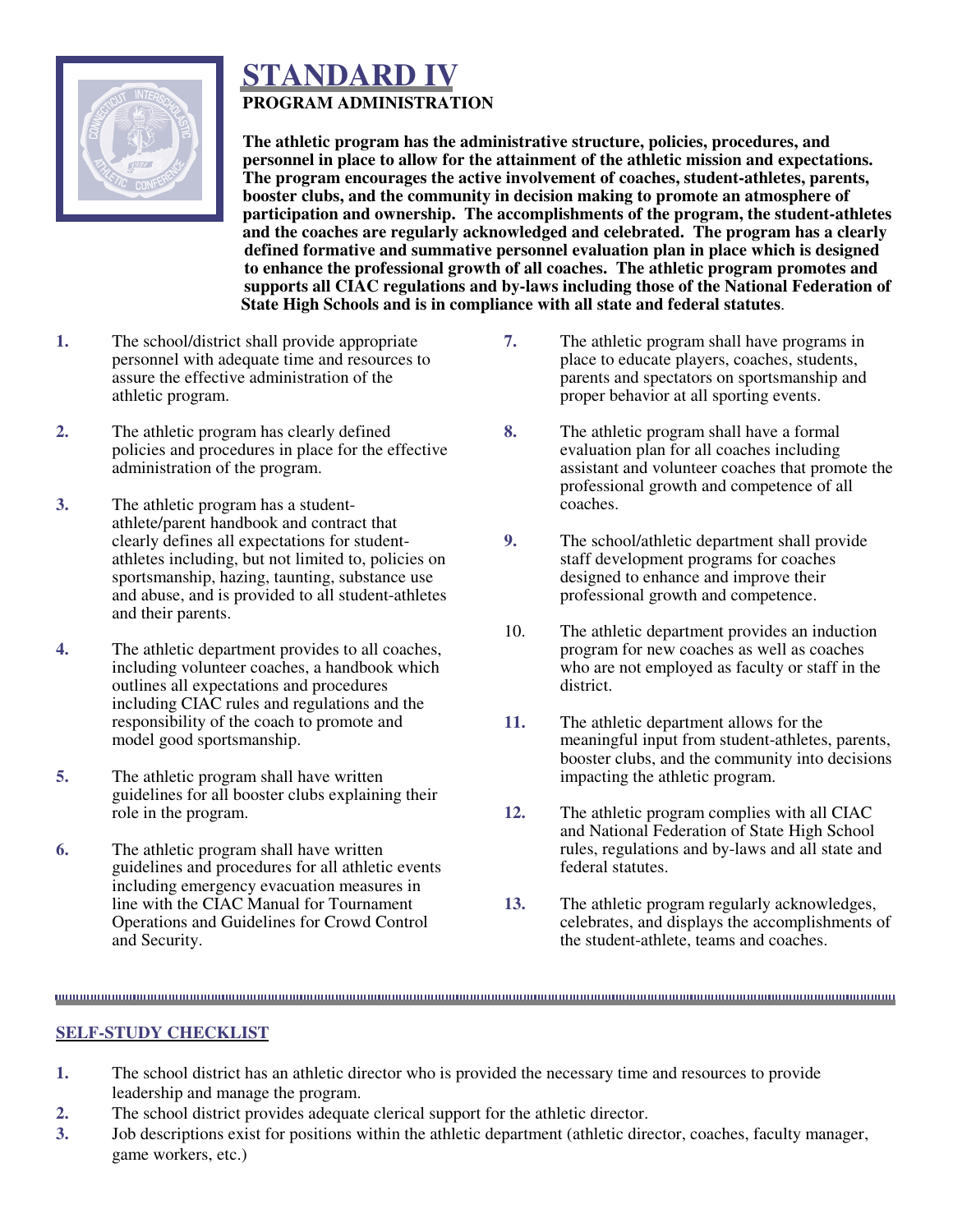# STANDARD IV

## PROGRAM ADMINISTRATION

**The athletic program has the administrative structure, policies, procedures, and personnel in place to allow for the attainment of the athletic mission and expectations. The program encourages the active involvement of coaches, student-athletes, parents, booster clubs, and the community in decision making to promote an atmosphere of participation and ownership. The accomplishments of the program, the student-athletes and the coaches are regularly acknowledged and celebrated. The program has a clearly defined formative and summative personnel evaluation plan in place which is designed to enhance the professional growth of all coaches. The athletic program promotes and supports all CIAC regulations and by-laws including those of the National Federation of State High Schools and is in compliance with all state and federal statutes**.

1. The school/district shall provide appropriate personnel with adequate time and resources to assure the effective administration of the athletic program.
2. The athletic program has clearly defined policies and procedures in place for the effective administration of the program.
3. The athletic program has a student-athlete/parent handbook and contract that clearly defines all expectations for student-athletes including, but not limited to, policies on sportsmanship, hazing, taunting, substance use and abuse, and is provided to all student-athletes and their parents.
4. The athletic department provides to all coaches, including volunteer coaches, a handbook which outlines all expectations and procedures including CIAC rules and regulations and the responsibility of the coach to promote and model good sportsmanship.
5. The athletic program shall have written guidelines for all booster clubs explaining their role in the program.
6. The athletic program shall have written guidelines and procedures for all athletic events including emergency evacuation measures in line with the CIAC Manual for Tournament Operations and Guidelines for Crowd Control and Security.
7. The athletic program shall have programs in place to educate players, coaches, students, parents and spectators on sportsmanship and proper behavior at all sporting events.
8. The athletic program shall have a formal evaluation plan for all coaches including assistant and volunteer coaches that promote the professional growth and competence of all coaches.
9. The school/athletic department shall provide staff development programs for coaches designed to enhance and improve their professional growth and competence.
10. The athletic department provides an induction program for new coaches as well as coaches who are not employed as faculty or staff in the district.
11. The athletic department allows for the meaningful input from student-athletes, parents, booster clubs, and the community into decisions impacting the athletic program.
12. The athletic program complies with all CIAC and National Federation of State High School rules, regulations and by-laws and all state and federal statutes.
13. The athletic program regularly acknowledges, celebrates, and displays the accomplishments of the student-athlete, teams and coaches.

---

## SELF-STUDY CHECKLIST

1. The school district has an athletic director who is provided the necessary time and resources to provide leadership and manage the program.
2. The school district provides adequate clerical support for the athletic director.
3. Job descriptions exist for positions within the athletic department (athletic director, coaches, faculty manager, game workers, etc.)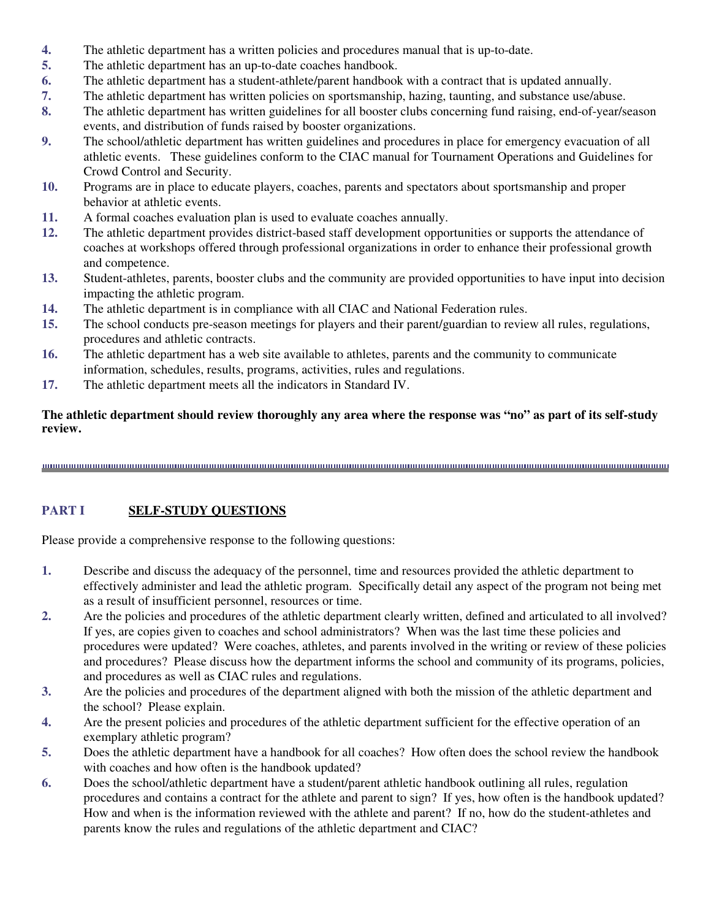4. The athletic department has a written policies and procedures manual that is up-to-date.
5. The athletic department has an up-to-date coaches handbook.
6. The athletic department has a student-athlete/parent handbook with a contract that is updated annually.
7. The athletic department has written policies on sportsmanship, hazing, taunting, and substance use/abuse.
8. The athletic department has written guidelines for all booster clubs concerning fund raising, end-of-year/season events, and distribution of funds raised by booster organizations.
9. The school/athletic department has written guidelines and procedures in place for emergency evacuation of all athletic events. These guidelines conform to the CIAC manual for Tournament Operations and Guidelines for Crowd Control and Security.
10. Programs are in place to educate players, coaches, parents and spectators about sportsmanship and proper behavior at athletic events.
11. A formal coaches evaluation plan is used to evaluate coaches annually.
12. The athletic department provides district-based staff development opportunities or supports the attendance of coaches at workshops offered through professional organizations in order to enhance their professional growth and competence.
13. Student-athletes, parents, booster clubs and the community are provided opportunities to have input into decision impacting the athletic program.
14. The athletic department is in compliance with all CIAC and National Federation rules.
15. The school conducts pre-season meetings for players and their parent/guardian to review all rules, regulations, procedures and athletic contracts.
16. The athletic department has a web site available to athletes, parents and the community to communicate information, schedules, results, programs, activities, rules and regulations.
17. The athletic department meets all the indicators in Standard IV.

**The athletic department should review thoroughly any area where the response was "no" as part of its self-study review.**

---

## PART I SELF-STUDY QUESTIONS

Please provide a comprehensive response to the following questions:

1. Describe and discuss the adequacy of the personnel, time and resources provided the athletic department to effectively administer and lead the athletic program. Specifically detail any aspect of the program not being met as a result of insufficient personnel, resources or time.
2. Are the policies and procedures of the athletic department clearly written, defined and articulated to all involved? If yes, are copies given to coaches and school administrators? When was the last time these policies and procedures were updated? Were coaches, athletes, and parents involved in the writing or review of these policies and procedures? Please discuss how the department informs the school and community of its programs, policies, and procedures as well as CIAC rules and regulations.
3. Are the policies and procedures of the department aligned with both the mission of the athletic department and the school? Please explain.
4. Are the present policies and procedures of the athletic department sufficient for the effective operation of an exemplary athletic program?
5. Does the athletic department have a handbook for all coaches? How often does the school review the handbook with coaches and how often is the handbook updated?
6. Does the school/athletic department have a student/parent athletic handbook outlining all rules, regulation procedures and contains a contract for the athlete and parent to sign? If yes, how often is the handbook updated? How and when is the information reviewed with the athlete and parent? If no, how do the student-athletes and parents know the rules and regulations of the athletic department and CIAC?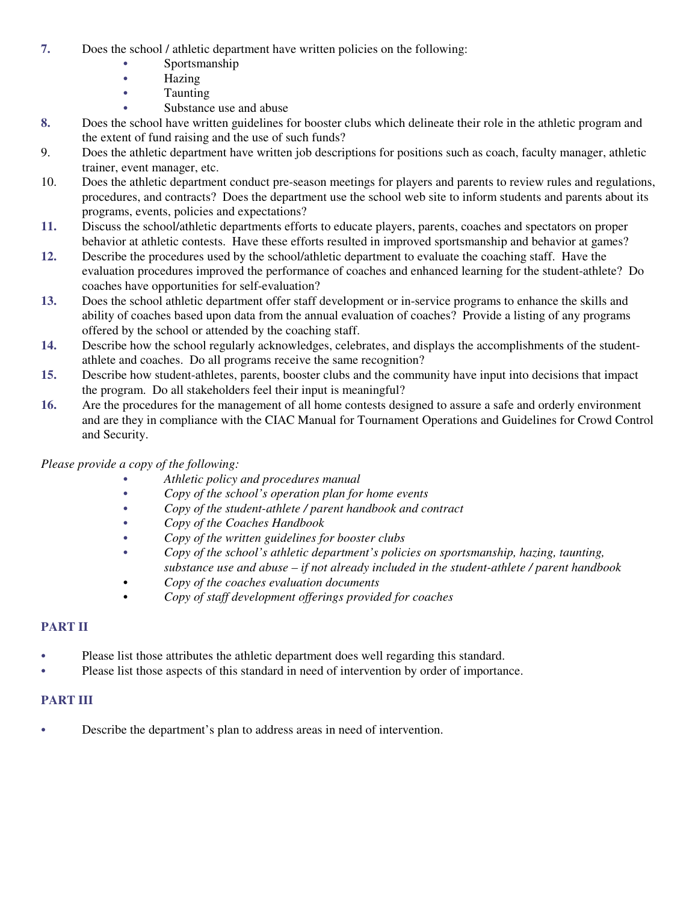7. Does the school / athletic department have written policies on the following:
   - Sportsmanship
   - Hazing
   - Taunting
   - Substance use and abuse
8. Does the school have written guidelines for booster clubs which delineate their role in the athletic program and the extent of fund raising and the use of such funds?
9. Does the athletic department have written job descriptions for positions such as coach, faculty manager, athletic trainer, event manager, etc.
10. Does the athletic department conduct pre-season meetings for players and parents to review rules and regulations, procedures, and contracts? Does the department use the school web site to inform students and parents about its programs, events, policies and expectations?
11. Discuss the school/athletic departments efforts to educate players, parents, coaches and spectators on proper behavior at athletic contests. Have these efforts resulted in improved sportsmanship and behavior at games?
12. Describe the procedures used by the school/athletic department to evaluate the coaching staff. Have the evaluation procedures improved the performance of coaches and enhanced learning for the student-athlete? Do coaches have opportunities for self-evaluation?
13. Does the school athletic department offer staff development or in-service programs to enhance the skills and ability of coaches based upon data from the annual evaluation of coaches? Provide a listing of any programs offered by the school or attended by the coaching staff.
14. Describe how the school regularly acknowledges, celebrates, and displays the accomplishments of the student-athlete and coaches. Do all programs receive the same recognition?
15. Describe how student-athletes, parents, booster clubs and the community have input into decisions that impact the program. Do all stakeholders feel their input is meaningful?
16. Are the procedures for the management of all home contests designed to assure a safe and orderly environment and are they in compliance with the CIAC Manual for Tournament Operations and Guidelines for Crowd Control and Security.

*Please provide a copy of the following:*

- *Athletic policy and procedures manual*
- *Copy of the school's operation plan for home events*
- *Copy of the student-athlete / parent handbook and contract*
- *Copy of the Coaches Handbook*
- *Copy of the written guidelines for booster clubs*
- *Copy of the school's athletic department's policies on sportsmanship, hazing, taunting, substance use and abuse – if not already included in the student-athlete / parent handbook*
- *Copy of the coaches evaluation documents*
- *Copy of staff development offerings provided for coaches*

## PART II

- Please list those attributes the athletic department does well regarding this standard.
- Please list those aspects of this standard in need of intervention by order of importance.

## PART III

- Describe the department's plan to address areas in need of intervention.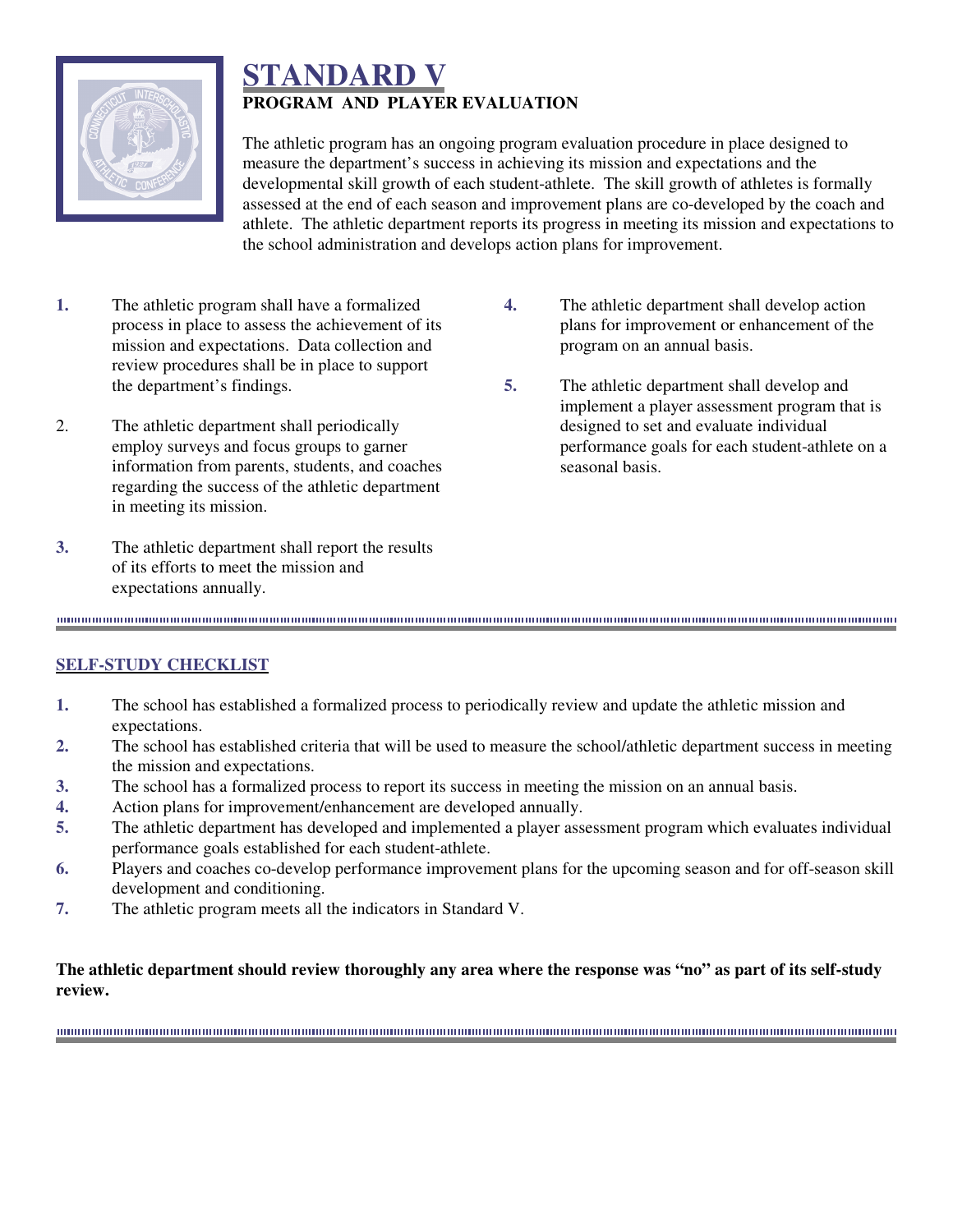# STANDARD V

## PROGRAM AND PLAYER EVALUATION

The athletic program has an ongoing program evaluation procedure in place designed to measure the department's success in achieving its mission and expectations and the developmental skill growth of each student-athlete. The skill growth of athletes is formally assessed at the end of each season and improvement plans are co-developed by the coach and athlete. The athletic department reports its progress in meeting its mission and expectations to the school administration and develops action plans for improvement.

1. The athletic program shall have a formalized process in place to assess the achievement of its mission and expectations. Data collection and review procedures shall be in place to support the department's findings.
2. The athletic department shall periodically employ surveys and focus groups to garner information from parents, students, and coaches regarding the success of the athletic department in meeting its mission.
3. The athletic department shall report the results of its efforts to meet the mission and expectations annually.
4. The athletic department shall develop action plans for improvement or enhancement of the program on an annual basis.
5. The athletic department shall develop and implement a player assessment program that is designed to set and evaluate individual performance goals for each student-athlete on a seasonal basis.

## SELF-STUDY CHECKLIST

1. The school has established a formalized process to periodically review and update the athletic mission and expectations.
2. The school has established criteria that will be used to measure the school/athletic department success in meeting the mission and expectations.
3. The school has a formalized process to report its success in meeting the mission on an annual basis.
4. Action plans for improvement/enhancement are developed annually.
5. The athletic department has developed and implemented a player assessment program which evaluates individual performance goals established for each student-athlete.
6. Players and coaches co-develop performance improvement plans for the upcoming season and for off-season skill development and conditioning.
7. The athletic program meets all the indicators in Standard V.

**The athletic department should review thoroughly any area where the response was "no" as part of its self-study review.**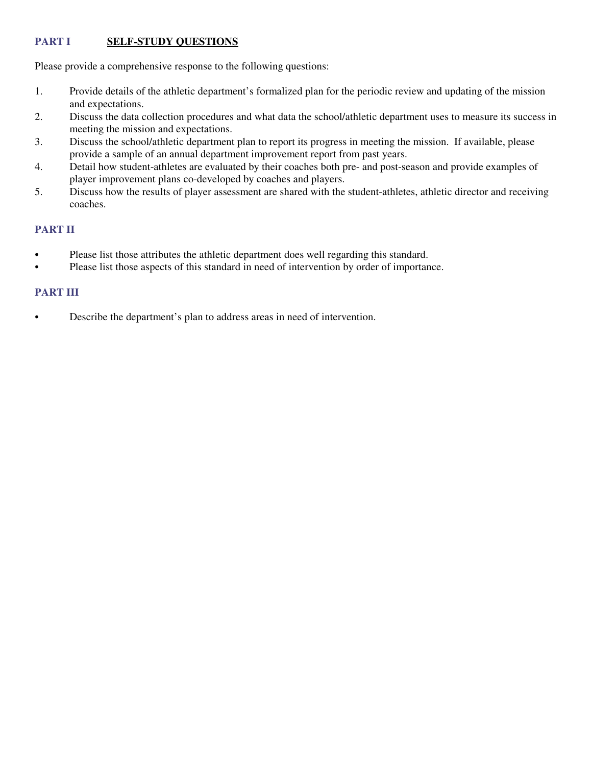## PART I SELF-STUDY QUESTIONS

Please provide a comprehensive response to the following questions:

1. Provide details of the athletic department's formalized plan for the periodic review and updating of the mission and expectations.
2. Discuss the data collection procedures and what data the school/athletic department uses to measure its success in meeting the mission and expectations.
3. Discuss the school/athletic department plan to report its progress in meeting the mission. If available, please provide a sample of an annual department improvement report from past years.
4. Detail how student-athletes are evaluated by their coaches both pre- and post-season and provide examples of player improvement plans co-developed by coaches and players.
5. Discuss how the results of player assessment are shared with the student-athletes, athletic director and receiving coaches.

## PART II

- Please list those attributes the athletic department does well regarding this standard.
- Please list those aspects of this standard in need of intervention by order of importance.

## PART III

- Describe the department's plan to address areas in need of intervention.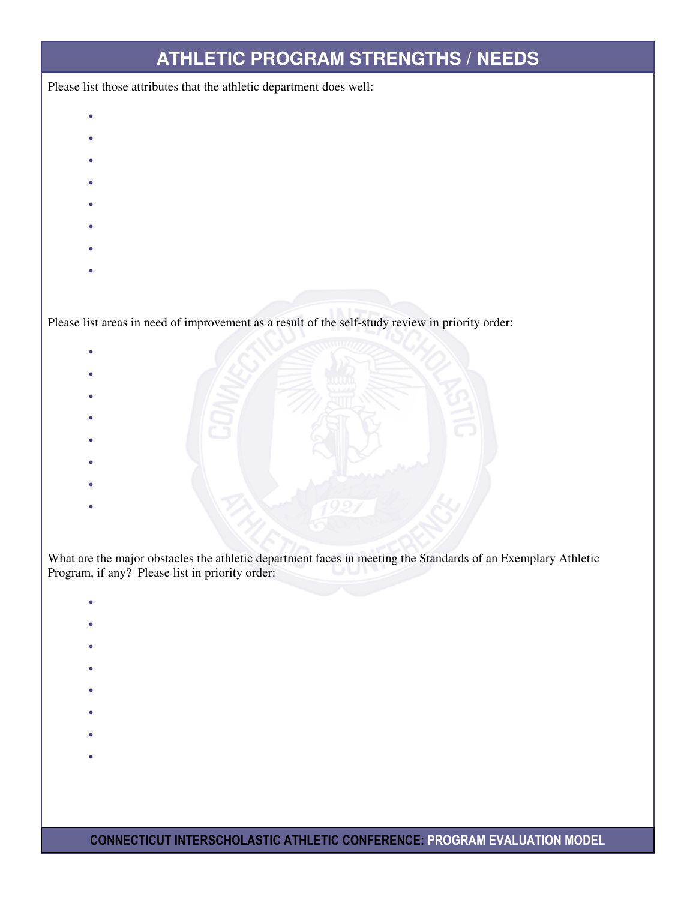# ATHLETIC PROGRAM STRENGTHS / NEEDS

Please list those attributes that the athletic department does well:

- 
- 
- 
- 
- 
- 
- 
- 

Please list areas in need of improvement as a result of the self-study review in priority order:

- 
- 
- 
- 
- 
- 
- 
- 

What are the major obstacles the athletic department faces in meeting the Standards of an Exemplary Athletic Program, if any? Please list in priority order:

- 
- 
- 
- 
- 
- 
- 
-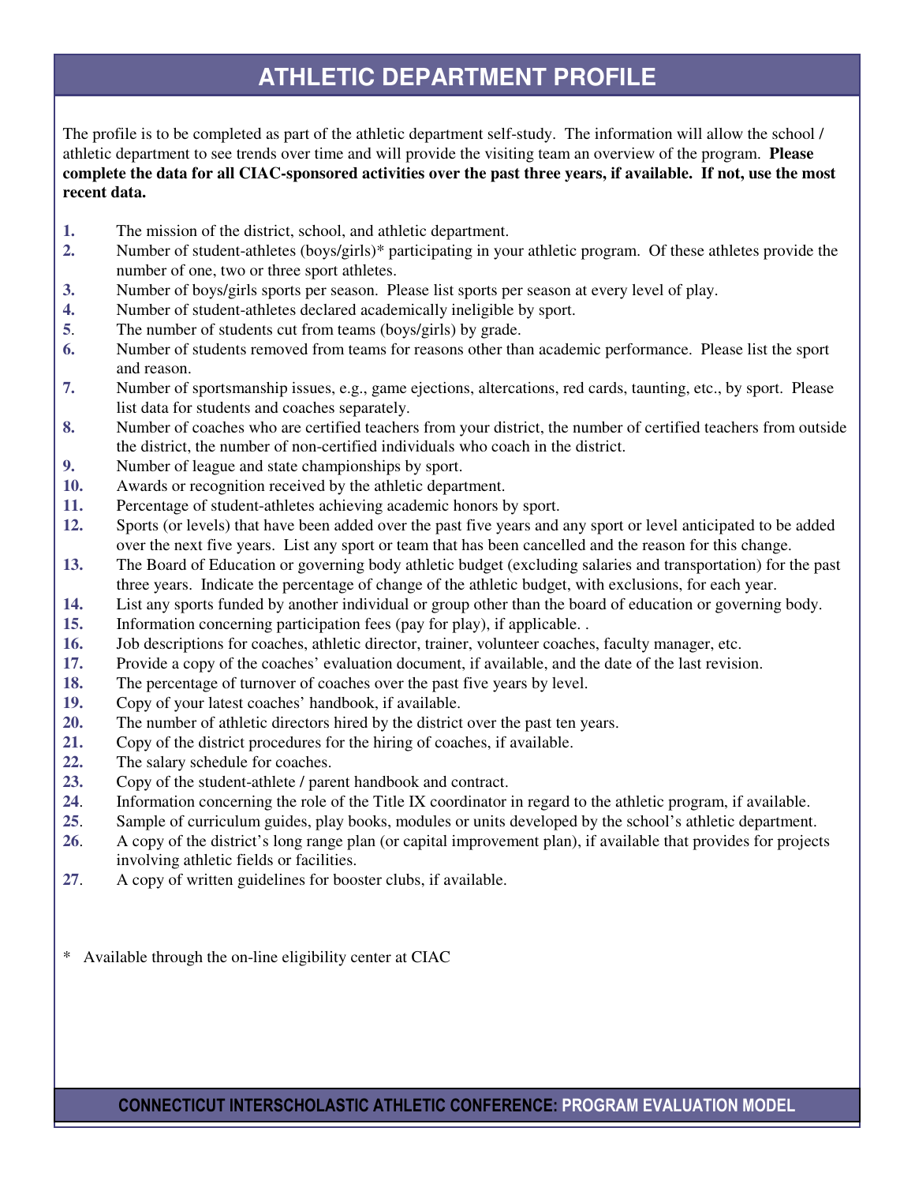# ATHLETIC DEPARTMENT PROFILE

The profile is to be completed as part of the athletic department self-study. The information will allow the school / athletic department to see trends over time and will provide the visiting team an overview of the program. **Please complete the data for all CIAC-sponsored activities over the past three years, if available. If not, use the most recent data.**

1. The mission of the district, school, and athletic department.
2. Number of student-athletes (boys/girls)* participating in your athletic program. Of these athletes provide the number of one, two or three sport athletes.
3. Number of boys/girls sports per season. Please list sports per season at every level of play.
4. Number of student-athletes declared academically ineligible by sport.
5. The number of students cut from teams (boys/girls) by grade.
6. Number of students removed from teams for reasons other than academic performance. Please list the sport and reason.
7. Number of sportsmanship issues, e.g., game ejections, altercations, red cards, taunting, etc., by sport. Please list data for students and coaches separately.
8. Number of coaches who are certified teachers from your district, the number of certified teachers from outside the district, the number of non-certified individuals who coach in the district.
9. Number of league and state championships by sport.
10. Awards or recognition received by the athletic department.
11. Percentage of student-athletes achieving academic honors by sport.
12. Sports (or levels) that have been added over the past five years and any sport or level anticipated to be added over the next five years. List any sport or team that has been cancelled and the reason for this change.
13. The Board of Education or governing body athletic budget (excluding salaries and transportation) for the past three years. Indicate the percentage of change of the athletic budget, with exclusions, for each year.
14. List any sports funded by another individual or group other than the board of education or governing body.
15. Information concerning participation fees (pay for play), if applicable. .
16. Job descriptions for coaches, athletic director, trainer, volunteer coaches, faculty manager, etc.
17. Provide a copy of the coaches' evaluation document, if available, and the date of the last revision.
18. The percentage of turnover of coaches over the past five years by level.
19. Copy of your latest coaches' handbook, if available.
20. The number of athletic directors hired by the district over the past ten years.
21. Copy of the district procedures for the hiring of coaches, if available.
22. The salary schedule for coaches.
23. Copy of the student-athlete / parent handbook and contract.
24. Information concerning the role of the Title IX coordinator in regard to the athletic program, if available.
25. Sample of curriculum guides, play books, modules or units developed by the school's athletic department.
26. A copy of the district's long range plan (or capital improvement plan), if available that provides for projects involving athletic fields or facilities.
27. A copy of written guidelines for booster clubs, if available.

\* Available through the on-line eligibility center at CIAC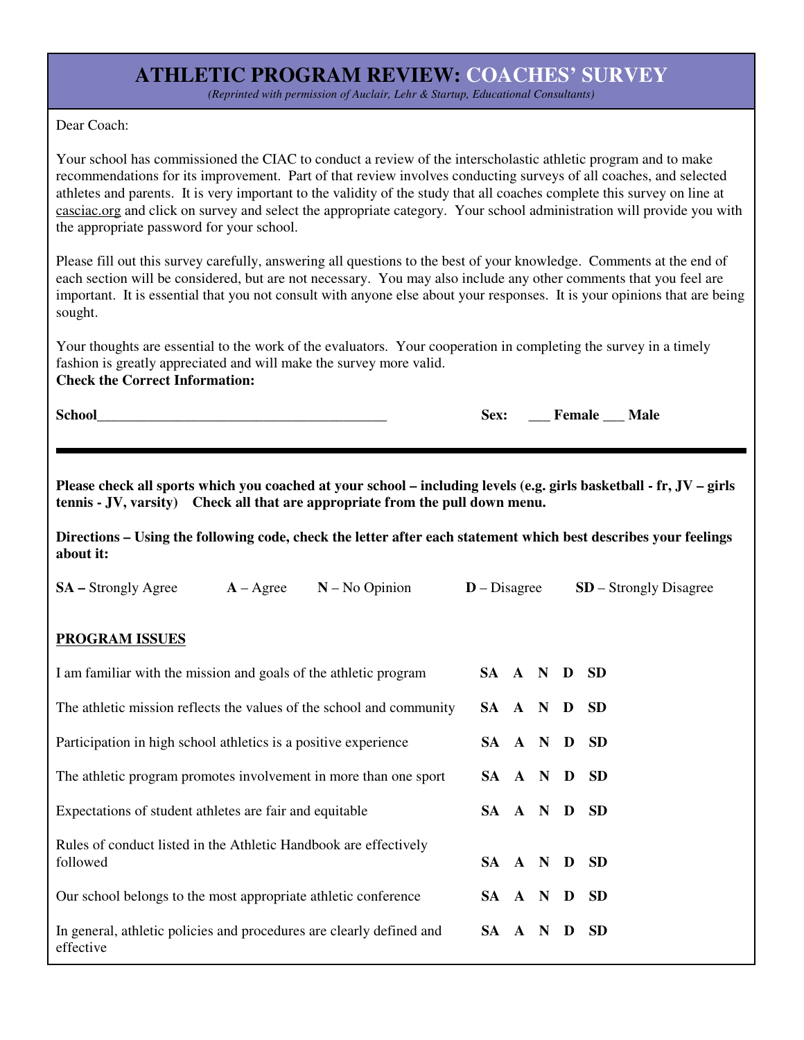# ATHLETIC PROGRAM REVIEW: COACHES' SURVEY

*(Reprinted with permission of Auclair, Lehr & Startup, Educational Consultants)*

Dear Coach:

Your school has commissioned the CIAC to conduct a review of the interscholastic athletic program and to make recommendations for its improvement. Part of that review involves conducting surveys of all coaches, and selected athletes and parents. It is very important to the validity of the study that all coaches complete this survey on line at casciac.org and click on survey and select the appropriate category. Your school administration will provide you with the appropriate password for your school.

Please fill out this survey carefully, answering all questions to the best of your knowledge. Comments at the end of each section will be considered, but are not necessary. You may also include any other comments that you feel are important. It is essential that you not consult with anyone else about your responses. It is your opinions that are being sought.

Your thoughts are essential to the work of the evaluators. Your cooperation in completing the survey in a timely fashion is greatly appreciated and will make the survey more valid.

**Check the Correct Information:**

**School**_________________________________________ **Sex:** ___ **Female** ___ **Male**

---

**Please check all sports which you coached at your school – including levels (e.g. girls basketball - fr, JV – girls tennis - JV, varsity) Check all that are appropriate from the pull down menu.**

**Directions – Using the following code, check the letter after each statement which best describes your feelings about it:**

**SA –** Strongly Agree **A** – Agree **N** – No Opinion **D** – Disagree **SD** – Strongly Disagree

## PROGRAM ISSUES

| Statement | Response |
|---|---|
| I am familiar with the mission and goals of the athletic program | **SA A N D SD** |
| The athletic mission reflects the values of the school and community | **SA A N D SD** |
| Participation in high school athletics is a positive experience | **SA A N D SD** |
| The athletic program promotes involvement in more than one sport | **SA A N D SD** |
| Expectations of student athletes are fair and equitable | **SA A N D SD** |
| Rules of conduct listed in the Athletic Handbook are effectively followed | **SA A N D SD** |
| Our school belongs to the most appropriate athletic conference | **SA A N D SD** |
| In general, athletic policies and procedures are clearly defined and effective | **SA A N D SD** |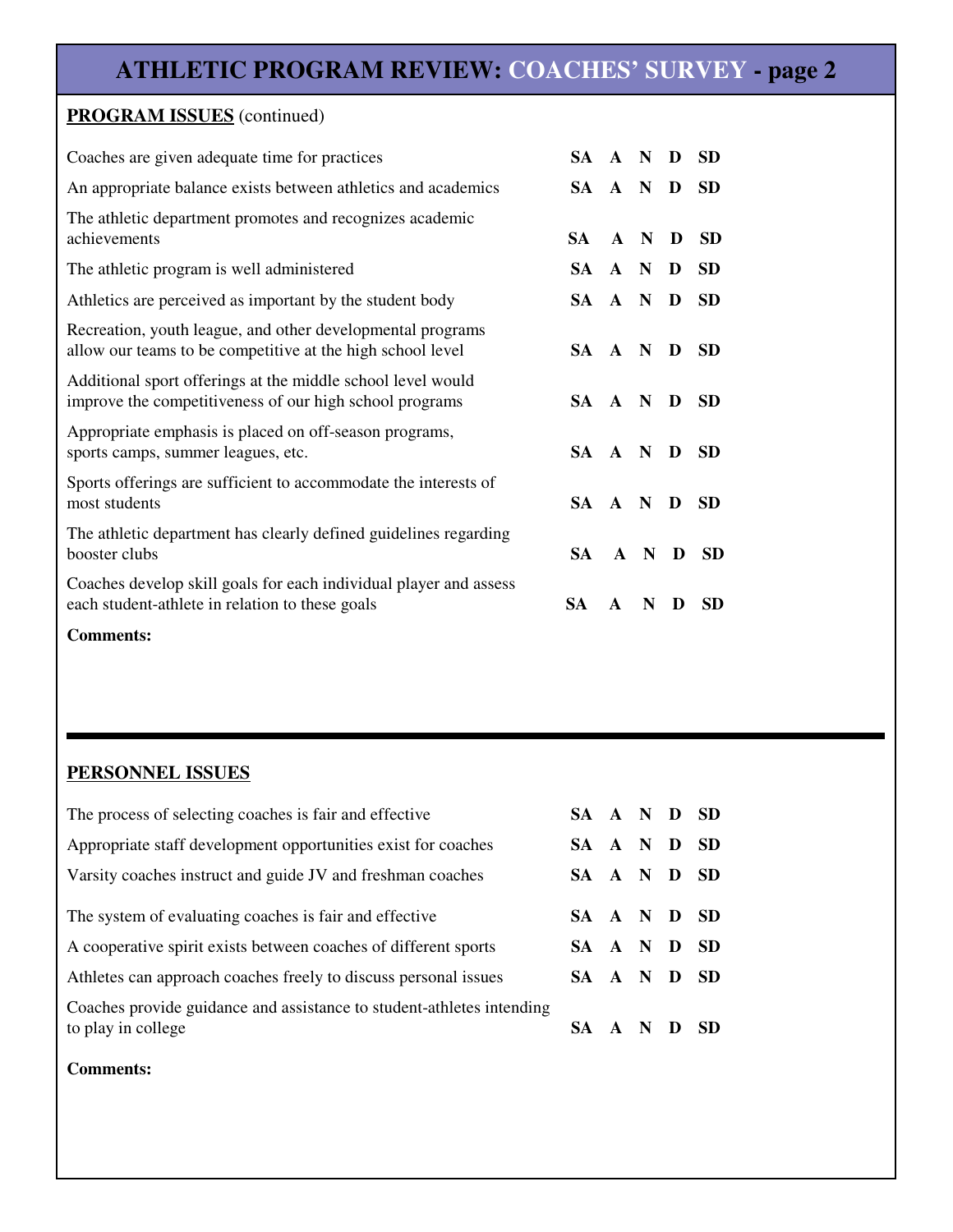# ATHLETIC PROGRAM REVIEW: COACHES' SURVEY - page 2

**PROGRAM ISSUES** (continued)

| | | | | | |
|---|---|---|---|---|---|
| Coaches are given adequate time for practices | **SA** | **A** | **N** | **D** | **SD** |
| An appropriate balance exists between athletics and academics | **SA** | **A** | **N** | **D** | **SD** |
| The athletic department promotes and recognizes academic achievements | **SA** | **A** | **N** | **D** | **SD** |
| The athletic program is well administered | **SA** | **A** | **N** | **D** | **SD** |
| Athletics are perceived as important by the student body | **SA** | **A** | **N** | **D** | **SD** |
| Recreation, youth league, and other developmental programs allow our teams to be competitive at the high school level | **SA** | **A** | **N** | **D** | **SD** |
| Additional sport offerings at the middle school level would improve the competitiveness of our high school programs | **SA** | **A** | **N** | **D** | **SD** |
| Appropriate emphasis is placed on off-season programs, sports camps, summer leagues, etc. | **SA** | **A** | **N** | **D** | **SD** |
| Sports offerings are sufficient to accommodate the interests of most students | **SA** | **A** | **N** | **D** | **SD** |
| The athletic department has clearly defined guidelines regarding booster clubs | **SA** | **A** | **N** | **D** | **SD** |
| Coaches develop skill goals for each individual player and assess each student-athlete in relation to these goals | **SA** | **A** | **N** | **D** | **SD** |

**Comments:**

---

**PERSONNEL ISSUES**

| | | | | | |
|---|---|---|---|---|---|
| The process of selecting coaches is fair and effective | **SA** | **A** | **N** | **D** | **SD** |
| Appropriate staff development opportunities exist for coaches | **SA** | **A** | **N** | **D** | **SD** |
| Varsity coaches instruct and guide JV and freshman coaches | **SA** | **A** | **N** | **D** | **SD** |
| The system of evaluating coaches is fair and effective | **SA** | **A** | **N** | **D** | **SD** |
| A cooperative spirit exists between coaches of different sports | **SA** | **A** | **N** | **D** | **SD** |
| Athletes can approach coaches freely to discuss personal issues | **SA** | **A** | **N** | **D** | **SD** |
| Coaches provide guidance and assistance to student-athletes intending to play in college | **SA** | **A** | **N** | **D** | **SD** |

**Comments:**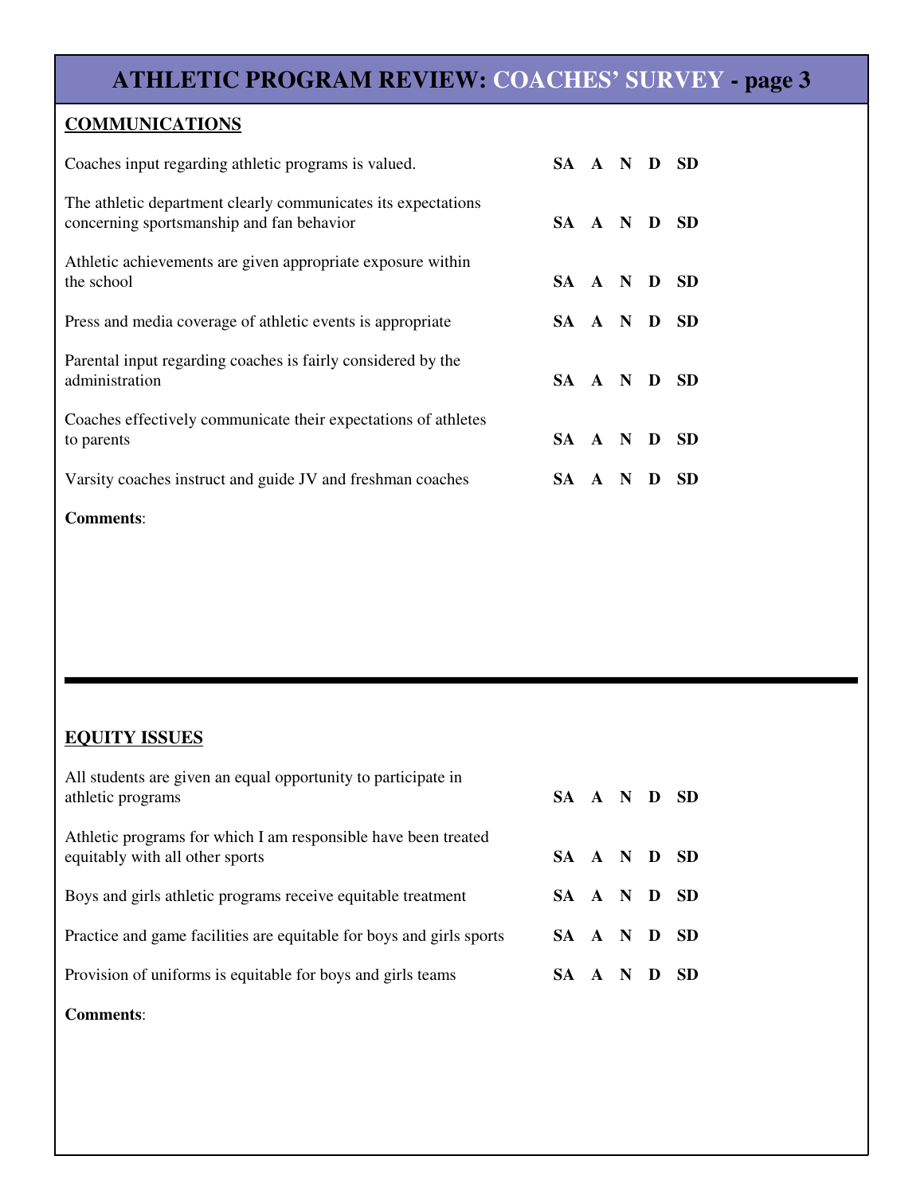# ATHLETIC PROGRAM REVIEW: COACHES' SURVEY - page 3

## COMMUNICATIONS

| Statement | | | | | |
|---|---|---|---|---|---|
| Coaches input regarding athletic programs is valued. | SA | A | N | D | SD |
| The athletic department clearly communicates its expectations concerning sportsmanship and fan behavior | SA | A | N | D | SD |
| Athletic achievements are given appropriate exposure within the school | SA | A | N | D | SD |
| Press and media coverage of athletic events is appropriate | SA | A | N | D | SD |
| Parental input regarding coaches is fairly considered by the administration | SA | A | N | D | SD |
| Coaches effectively communicate their expectations of athletes to parents | SA | A | N | D | SD |
| Varsity coaches instruct and guide JV and freshman coaches | SA | A | N | D | SD |

**Comments**:

---

## EQUITY ISSUES

| Statement | | | | | |
|---|---|---|---|---|---|
| All students are given an equal opportunity to participate in athletic programs | SA | A | N | D | SD |
| Athletic programs for which I am responsible have been treated equitably with all other sports | SA | A | N | D | SD |
| Boys and girls athletic programs receive equitable treatment | SA | A | N | D | SD |
| Practice and game facilities are equitable for boys and girls sports | SA | A | N | D | SD |
| Provision of uniforms is equitable for boys and girls teams | SA | A | N | D | SD |

**Comments**: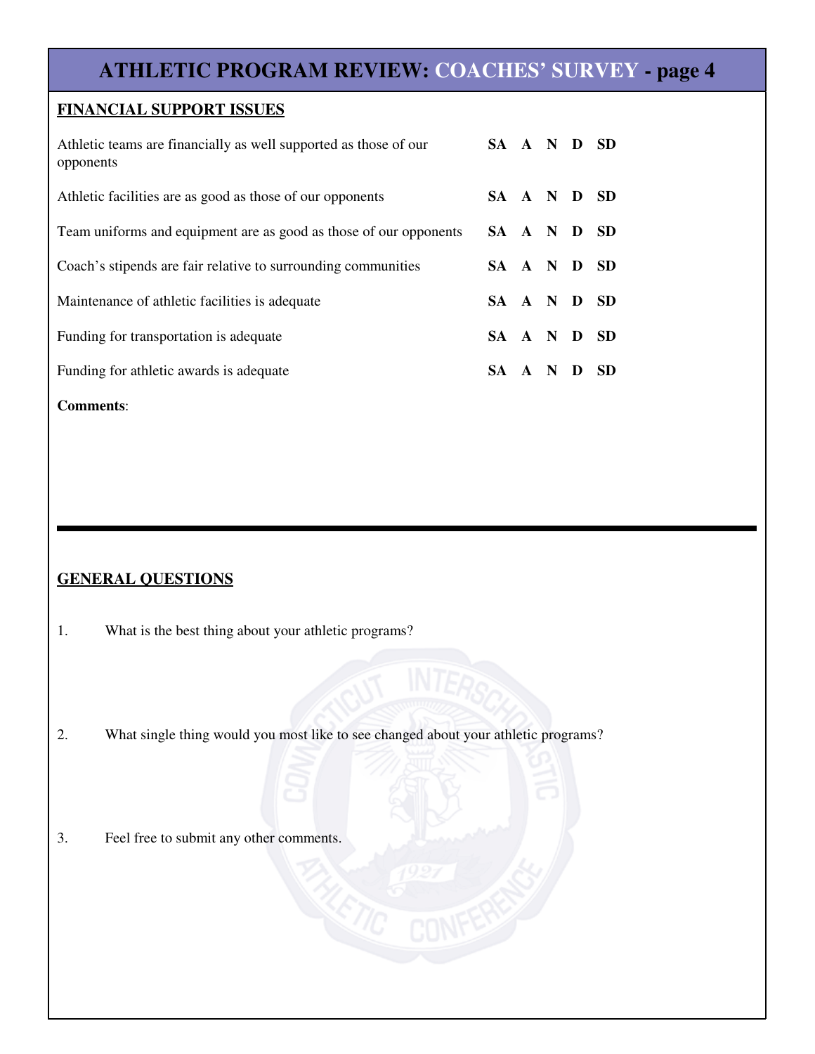# ATHLETIC PROGRAM REVIEW: COACHES' SURVEY - page 4

## FINANCIAL SUPPORT ISSUES

| | |
|---|---|
| Athletic teams are financially as well supported as those of our opponents | **SA A N D SD** |
| Athletic facilities are as good as those of our opponents | **SA A N D SD** |
| Team uniforms and equipment are as good as those of our opponents | **SA A N D SD** |
| Coach's stipends are fair relative to surrounding communities | **SA A N D SD** |
| Maintenance of athletic facilities is adequate | **SA A N D SD** |
| Funding for transportation is adequate | **SA A N D SD** |
| Funding for athletic awards is adequate | **SA A N D SD** |

**Comments**:

## GENERAL QUESTIONS

1. What is the best thing about your athletic programs?

2. What single thing would you most like to see changed about your athletic programs?

3. Feel free to submit any other comments.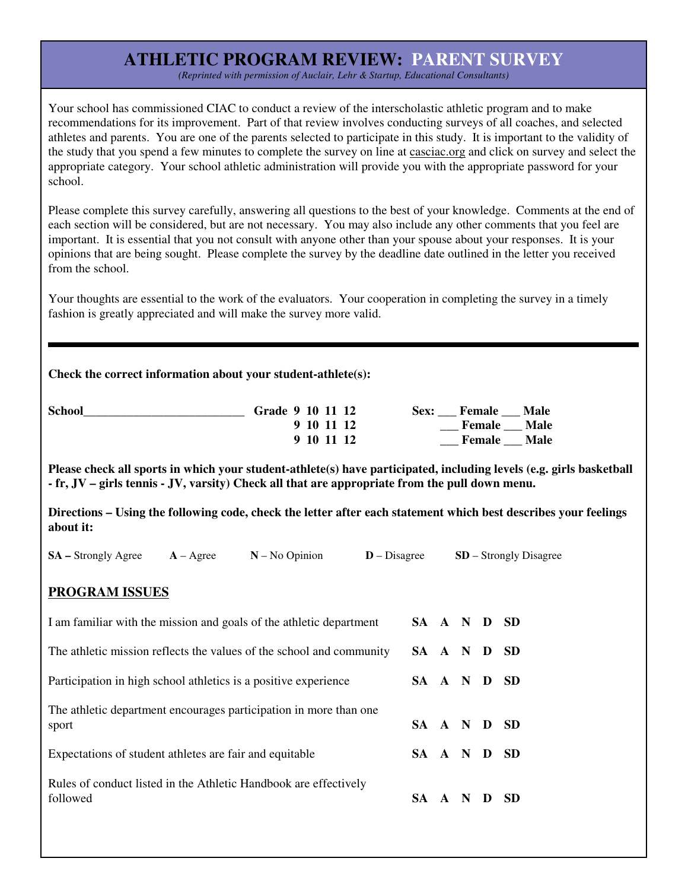# ATHLETIC PROGRAM REVIEW: PARENT SURVEY

*(Reprinted with permission of Auclair, Lehr & Startup, Educational Consultants)*

Your school has commissioned CIAC to conduct a review of the interscholastic athletic program and to make recommendations for its improvement. Part of that review involves conducting surveys of all coaches, and selected athletes and parents. You are one of the parents selected to participate in this study. It is important to the validity of the study that you spend a few minutes to complete the survey on line at casciac.org and click on survey and select the appropriate category. Your school athletic administration will provide you with the appropriate password for your school.

Please complete this survey carefully, answering all questions to the best of your knowledge. Comments at the end of each section will be considered, but are not necessary. You may also include any other comments that you feel are important. It is essential that you not consult with anyone other than your spouse about your responses. It is your opinions that are being sought. Please complete the survey by the deadline date outlined in the letter you received from the school.

Your thoughts are essential to the work of the evaluators. Your cooperation in completing the survey in a timely fashion is greatly appreciated and will make the survey more valid.

---

**Check the correct information about your student-athlete(s):**

**School**__________________________ **Grade 9 10 11 12** **Sex: ___ Female ___ Male**

**9 10 11 12** **___ Female ___ Male**

**9 10 11 12** **___ Female ___ Male**

**Please check all sports in which your student-athlete(s) have participated, including levels (e.g. girls basketball - fr, JV – girls tennis - JV, varsity) Check all that are appropriate from the pull down menu.**

**Directions – Using the following code, check the letter after each statement which best describes your feelings about it:**

**SA –** Strongly Agree **A** – Agree **N** – No Opinion **D** – Disagree **SD** – Strongly Disagree

## PROGRAM ISSUES

| Statement | | | | | |
|---|---|---|---|---|---|
| I am familiar with the mission and goals of the athletic department | **SA** | **A** | **N** | **D** | **SD** |
| The athletic mission reflects the values of the school and community | **SA** | **A** | **N** | **D** | **SD** |
| Participation in high school athletics is a positive experience | **SA** | **A** | **N** | **D** | **SD** |
| The athletic department encourages participation in more than one sport | **SA** | **A** | **N** | **D** | **SD** |
| Expectations of student athletes are fair and equitable | **SA** | **A** | **N** | **D** | **SD** |
| Rules of conduct listed in the Athletic Handbook are effectively followed | **SA** | **A** | **N** | **D** | **SD** |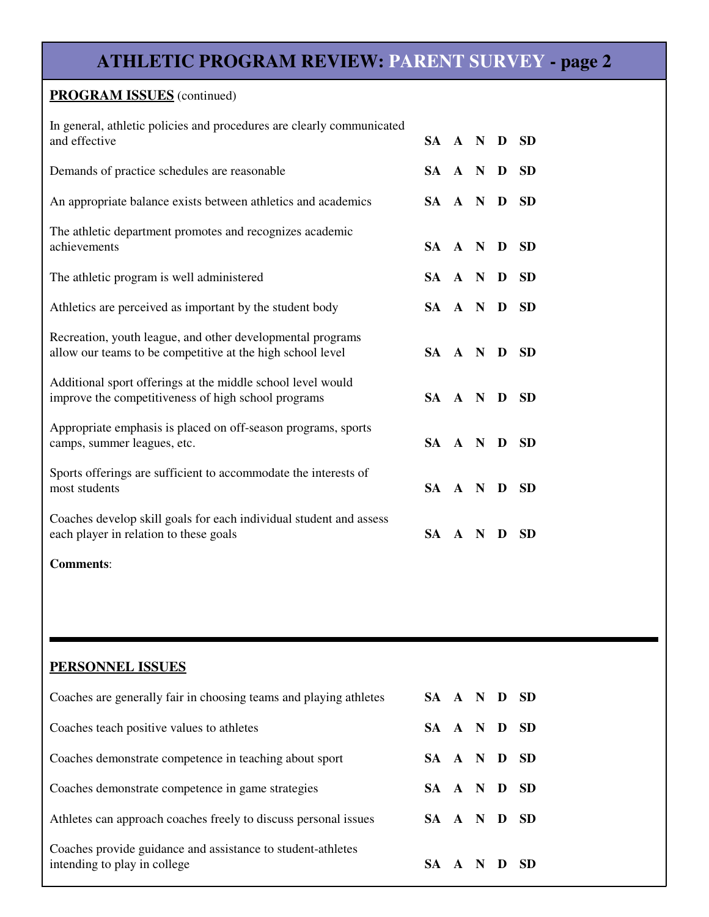# ATHLETIC PROGRAM REVIEW: PARENT SURVEY - page 2

**PROGRAM ISSUES** (continued)

| | |
|---|---|
| In general, athletic policies and procedures are clearly communicated and effective | **SA A N D SD** |
| Demands of practice schedules are reasonable | **SA A N D SD** |
| An appropriate balance exists between athletics and academics | **SA A N D SD** |
| The athletic department promotes and recognizes academic achievements | **SA A N D SD** |
| The athletic program is well administered | **SA A N D SD** |
| Athletics are perceived as important by the student body | **SA A N D SD** |
| Recreation, youth league, and other developmental programs allow our teams to be competitive at the high school level | **SA A N D SD** |
| Additional sport offerings at the middle school level would improve the competitiveness of high school programs | **SA A N D SD** |
| Appropriate emphasis is placed on off-season programs, sports camps, summer leagues, etc. | **SA A N D SD** |
| Sports offerings are sufficient to accommodate the interests of most students | **SA A N D SD** |
| Coaches develop skill goals for each individual student and assess each player in relation to these goals | **SA A N D SD** |

**Comments**:

---

**PERSONNEL ISSUES**

| | |
|---|---|
| Coaches are generally fair in choosing teams and playing athletes | **SA A N D SD** |
| Coaches teach positive values to athletes | **SA A N D SD** |
| Coaches demonstrate competence in teaching about sport | **SA A N D SD** |
| Coaches demonstrate competence in game strategies | **SA A N D SD** |
| Athletes can approach coaches freely to discuss personal issues | **SA A N D SD** |
| Coaches provide guidance and assistance to student-athletes intending to play in college | **SA A N D SD** |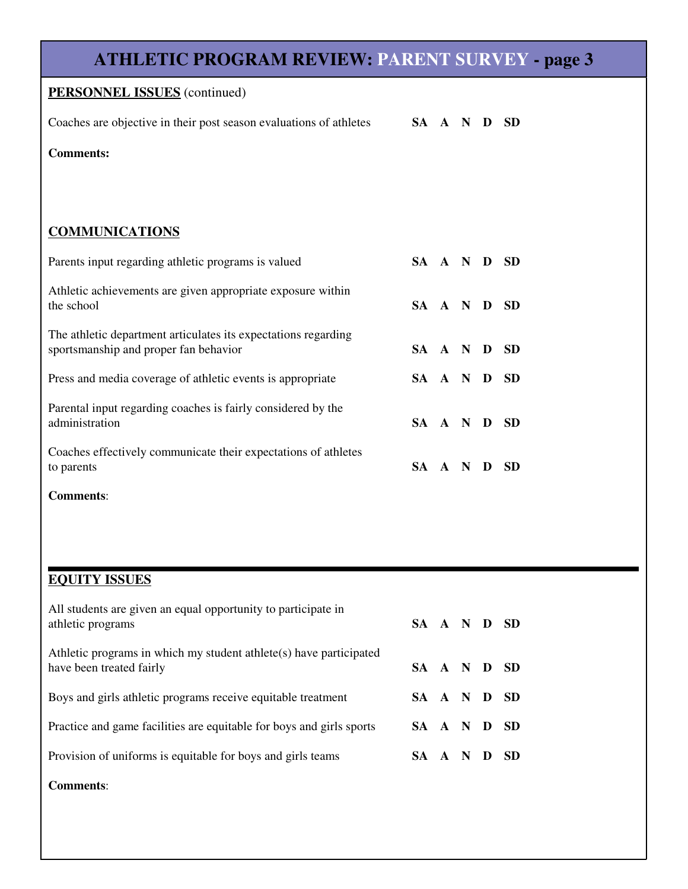# ATHLETIC PROGRAM REVIEW: PARENT SURVEY - page 3

## PERSONNEL ISSUES (continued)

| | |
|---|---|
| Coaches are objective in their post season evaluations of athletes | **SA A N D SD** |

**Comments:**

## COMMUNICATIONS

| | |
|---|---|
| Parents input regarding athletic programs is valued | **SA A N D SD** |
| Athletic achievements are given appropriate exposure within the school | **SA A N D SD** |
| The athletic department articulates its expectations regarding sportsmanship and proper fan behavior | **SA A N D SD** |
| Press and media coverage of athletic events is appropriate | **SA A N D SD** |
| Parental input regarding coaches is fairly considered by the administration | **SA A N D SD** |
| Coaches effectively communicate their expectations of athletes to parents | **SA A N D SD** |

**Comments**:

## EQUITY ISSUES

| | |
|---|---|
| All students are given an equal opportunity to participate in athletic programs | **SA A N D SD** |
| Athletic programs in which my student athlete(s) have participated have been treated fairly | **SA A N D SD** |
| Boys and girls athletic programs receive equitable treatment | **SA A N D SD** |
| Practice and game facilities are equitable for boys and girls sports | **SA A N D SD** |
| Provision of uniforms is equitable for boys and girls teams | **SA A N D SD** |

**Comments**: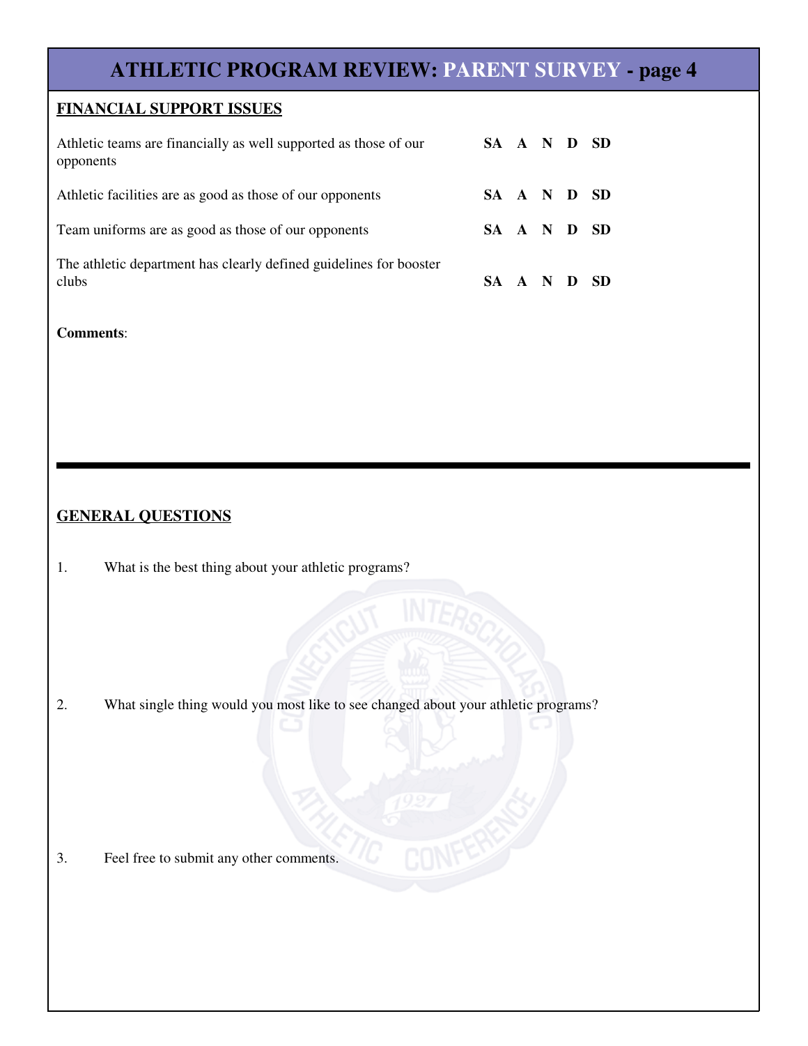# ATHLETIC PROGRAM REVIEW: PARENT SURVEY - page 4

## FINANCIAL SUPPORT ISSUES

| | |
|---|---|
| Athletic teams are financially as well supported as those of our opponents | **SA A N D SD** |
| Athletic facilities are as good as those of our opponents | **SA A N D SD** |
| Team uniforms are as good as those of our opponents | **SA A N D SD** |
| The athletic department has clearly defined guidelines for booster clubs | **SA A N D SD** |

**Comments**:

---

## GENERAL QUESTIONS

1. What is the best thing about your athletic programs?

2. What single thing would you most like to see changed about your athletic programs?

3. Feel free to submit any other comments.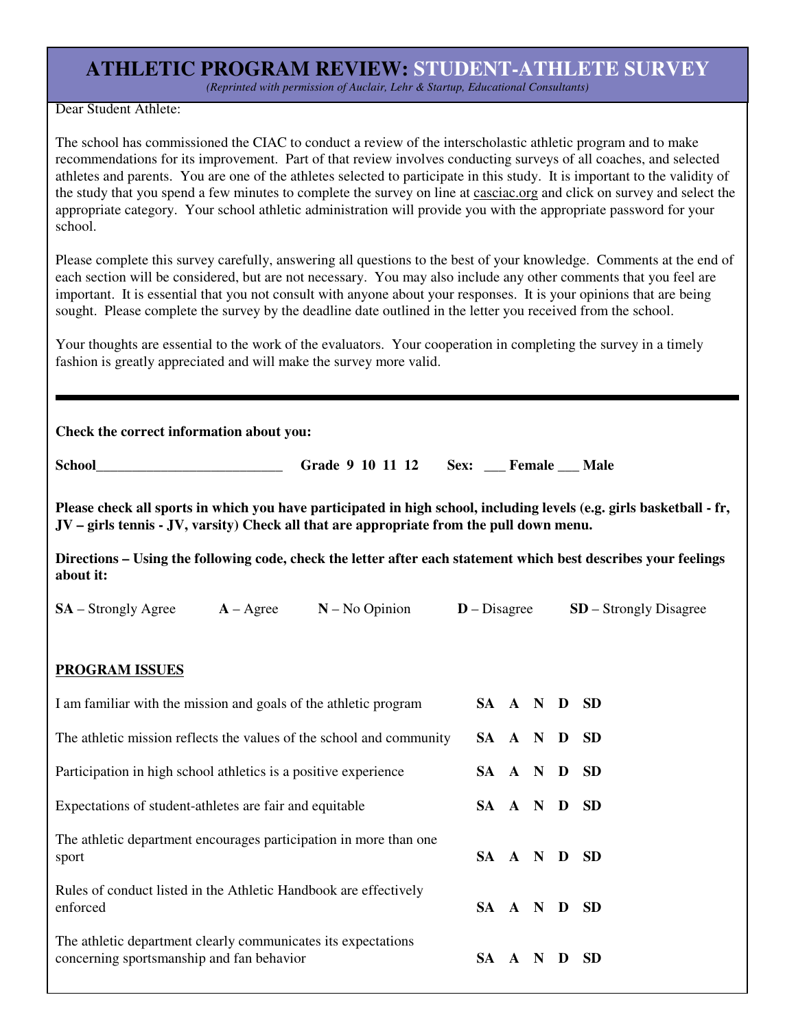# ATHLETIC PROGRAM REVIEW: STUDENT-ATHLETE SURVEY

*(Reprinted with permission of Auclair, Lehr & Startup, Educational Consultants)*

Dear Student Athlete:

The school has commissioned the CIAC to conduct a review of the interscholastic athletic program and to make recommendations for its improvement. Part of that review involves conducting surveys of all coaches, and selected athletes and parents. You are one of the athletes selected to participate in this study. It is important to the validity of the study that you spend a few minutes to complete the survey on line at casciac.org and click on survey and select the appropriate category. Your school athletic administration will provide you with the appropriate password for your school.

Please complete this survey carefully, answering all questions to the best of your knowledge. Comments at the end of each section will be considered, but are not necessary. You may also include any other comments that you feel are important. It is essential that you not consult with anyone about your responses. It is your opinions that are being sought. Please complete the survey by the deadline date outlined in the letter you received from the school.

Your thoughts are essential to the work of the evaluators. Your cooperation in completing the survey in a timely fashion is greatly appreciated and will make the survey more valid.

---

**Check the correct information about you:**

**School__________________________ Grade 9 10 11 12 Sex: ___ Female ___ Male**

**Please check all sports in which you have participated in high school, including levels (e.g. girls basketball - fr, JV – girls tennis - JV, varsity) Check all that are appropriate from the pull down menu.**

**Directions – Using the following code, check the letter after each statement which best describes your feelings about it:**

**SA** – Strongly Agree **A** – Agree **N** – No Opinion **D** – Disagree **SD** – Strongly Disagree

**PROGRAM ISSUES**

| Statement | | | | | |
|---|---|---|---|---|---|
| I am familiar with the mission and goals of the athletic program | SA | A | N | D | SD |
| The athletic mission reflects the values of the school and community | SA | A | N | D | SD |
| Participation in high school athletics is a positive experience | SA | A | N | D | SD |
| Expectations of student-athletes are fair and equitable | SA | A | N | D | SD |
| The athletic department encourages participation in more than one sport | SA | A | N | D | SD |
| Rules of conduct listed in the Athletic Handbook are effectively enforced | SA | A | N | D | SD |
| The athletic department clearly communicates its expectations concerning sportsmanship and fan behavior | SA | A | N | D | SD |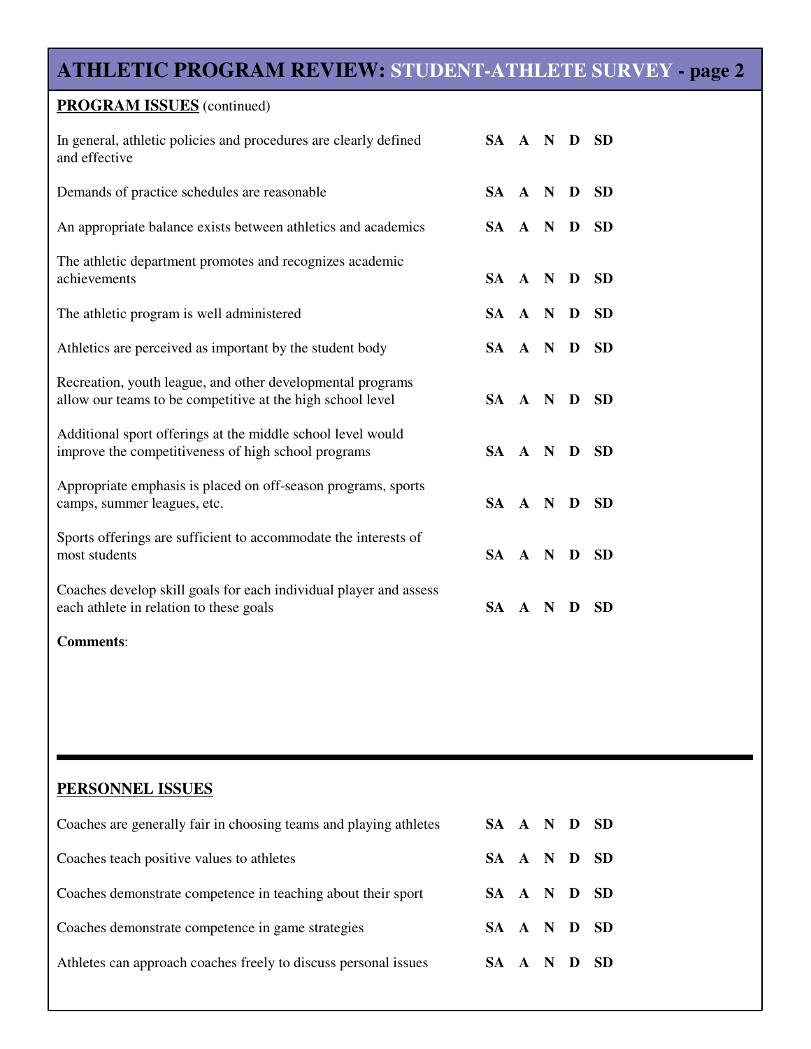# ATHLETIC PROGRAM REVIEW: STUDENT-ATHLETE SURVEY - page 2

**PROGRAM ISSUES** (continued)

| | |
|---|---|
| In general, athletic policies and procedures are clearly defined and effective | **SA A N D SD** |
| Demands of practice schedules are reasonable | **SA A N D SD** |
| An appropriate balance exists between athletics and academics | **SA A N D SD** |
| The athletic department promotes and recognizes academic achievements | **SA A N D SD** |
| The athletic program is well administered | **SA A N D SD** |
| Athletics are perceived as important by the student body | **SA A N D SD** |
| Recreation, youth league, and other developmental programs allow our teams to be competitive at the high school level | **SA A N D SD** |
| Additional sport offerings at the middle school level would improve the competitiveness of high school programs | **SA A N D SD** |
| Appropriate emphasis is placed on off-season programs, sports camps, summer leagues, etc. | **SA A N D SD** |
| Sports offerings are sufficient to accommodate the interests of most students | **SA A N D SD** |
| Coaches develop skill goals for each individual player and assess each athlete in relation to these goals | **SA A N D SD** |

**Comments**:

---

**PERSONNEL ISSUES**

| | |
|---|---|
| Coaches are generally fair in choosing teams and playing athletes | **SA A N D SD** |
| Coaches teach positive values to athletes | **SA A N D SD** |
| Coaches demonstrate competence in teaching about their sport | **SA A N D SD** |
| Coaches demonstrate competence in game strategies | **SA A N D SD** |
| Athletes can approach coaches freely to discuss personal issues | **SA A N D SD** |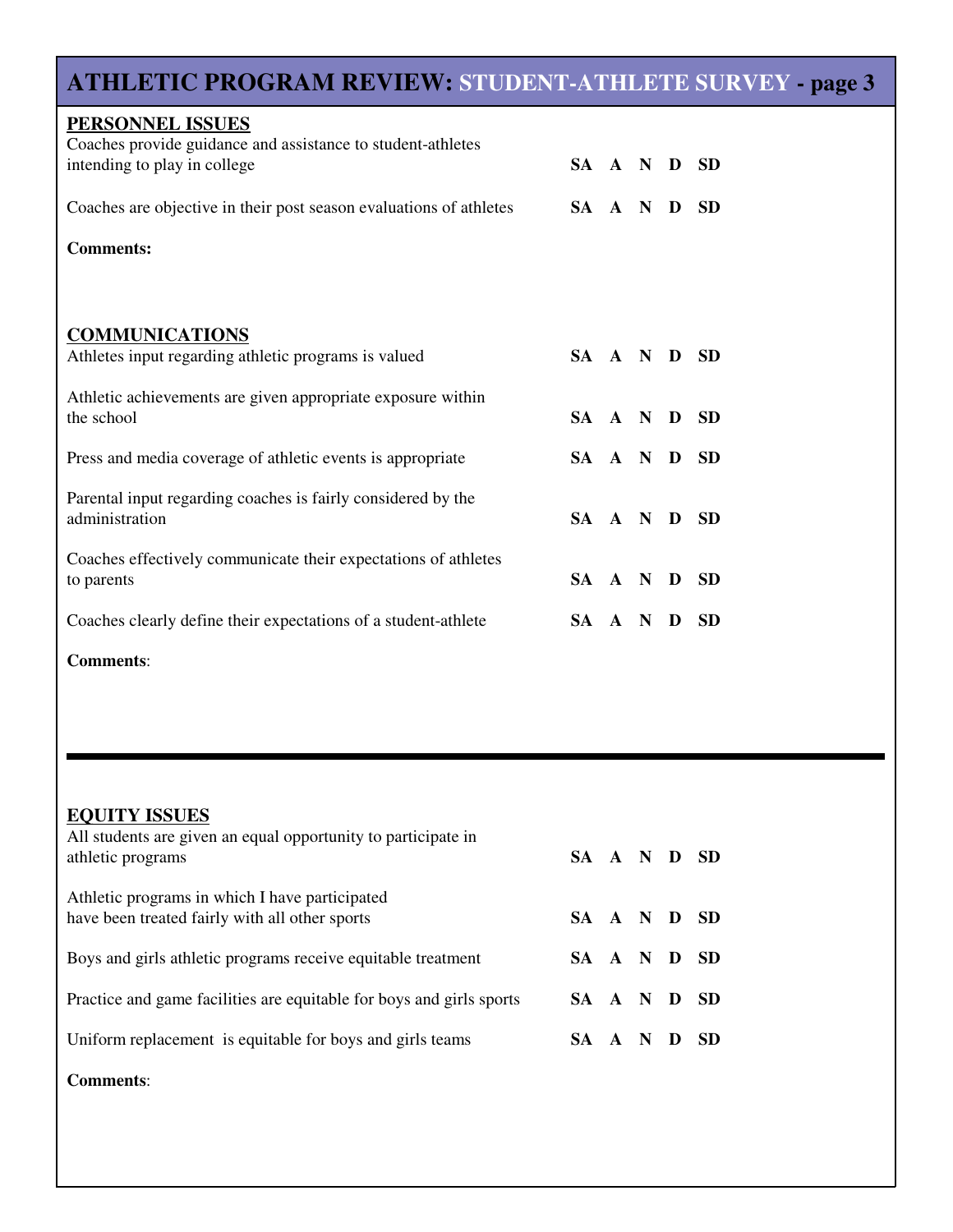# ATHLETIC PROGRAM REVIEW: STUDENT-ATHLETE SURVEY - page 3

## PERSONNEL ISSUES

| Statement | Rating |
|---|---|
| Coaches provide guidance and assistance to student-athletes intending to play in college | SA A N D SD |
| Coaches are objective in their post season evaluations of athletes | SA A N D SD |

**Comments:**

## COMMUNICATIONS

| Statement | Rating |
|---|---|
| Athletes input regarding athletic programs is valued | SA A N D SD |
| Athletic achievements are given appropriate exposure within the school | SA A N D SD |
| Press and media coverage of athletic events is appropriate | SA A N D SD |
| Parental input regarding coaches is fairly considered by the administration | SA A N D SD |
| Coaches effectively communicate their expectations of athletes to parents | SA A N D SD |
| Coaches clearly define their expectations of a student-athlete | SA A N D SD |

**Comments**:

---

## EQUITY ISSUES

| Statement | Rating |
|---|---|
| All students are given an equal opportunity to participate in athletic programs | SA A N D SD |
| Athletic programs in which I have participated have been treated fairly with all other sports | SA A N D SD |
| Boys and girls athletic programs receive equitable treatment | SA A N D SD |
| Practice and game facilities are equitable for boys and girls sports | SA A N D SD |
| Uniform replacement is equitable for boys and girls teams | SA A N D SD |

**Comments**: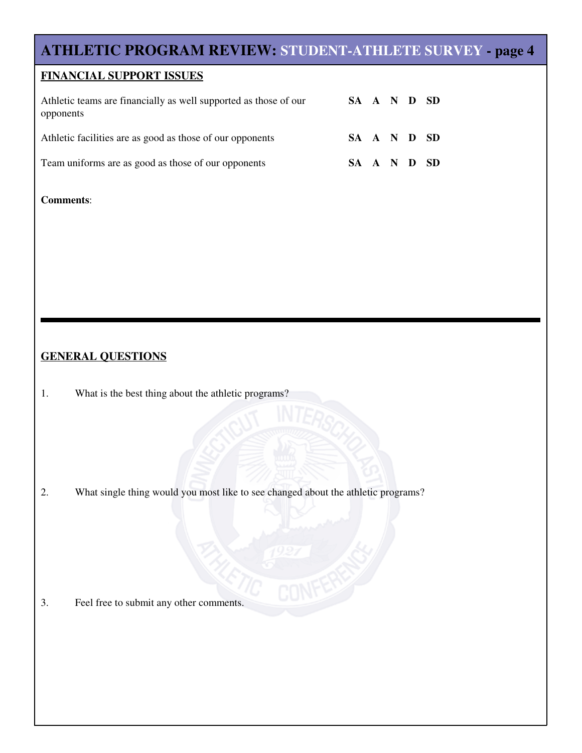# ATHLETIC PROGRAM REVIEW: STUDENT-ATHLETE SURVEY - page 4

## FINANCIAL SUPPORT ISSUES

| | |
|---|---|
| Athletic teams are financially as well supported as those of our opponents | **SA A N D SD** |
| Athletic facilities are as good as those of our opponents | **SA A N D SD** |
| Team uniforms are as good as those of our opponents | **SA A N D SD** |

**Comments**:

---

## GENERAL QUESTIONS

1. What is the best thing about the athletic programs?

2. What single thing would you most like to see changed about the athletic programs?

3. Feel free to submit any other comments.